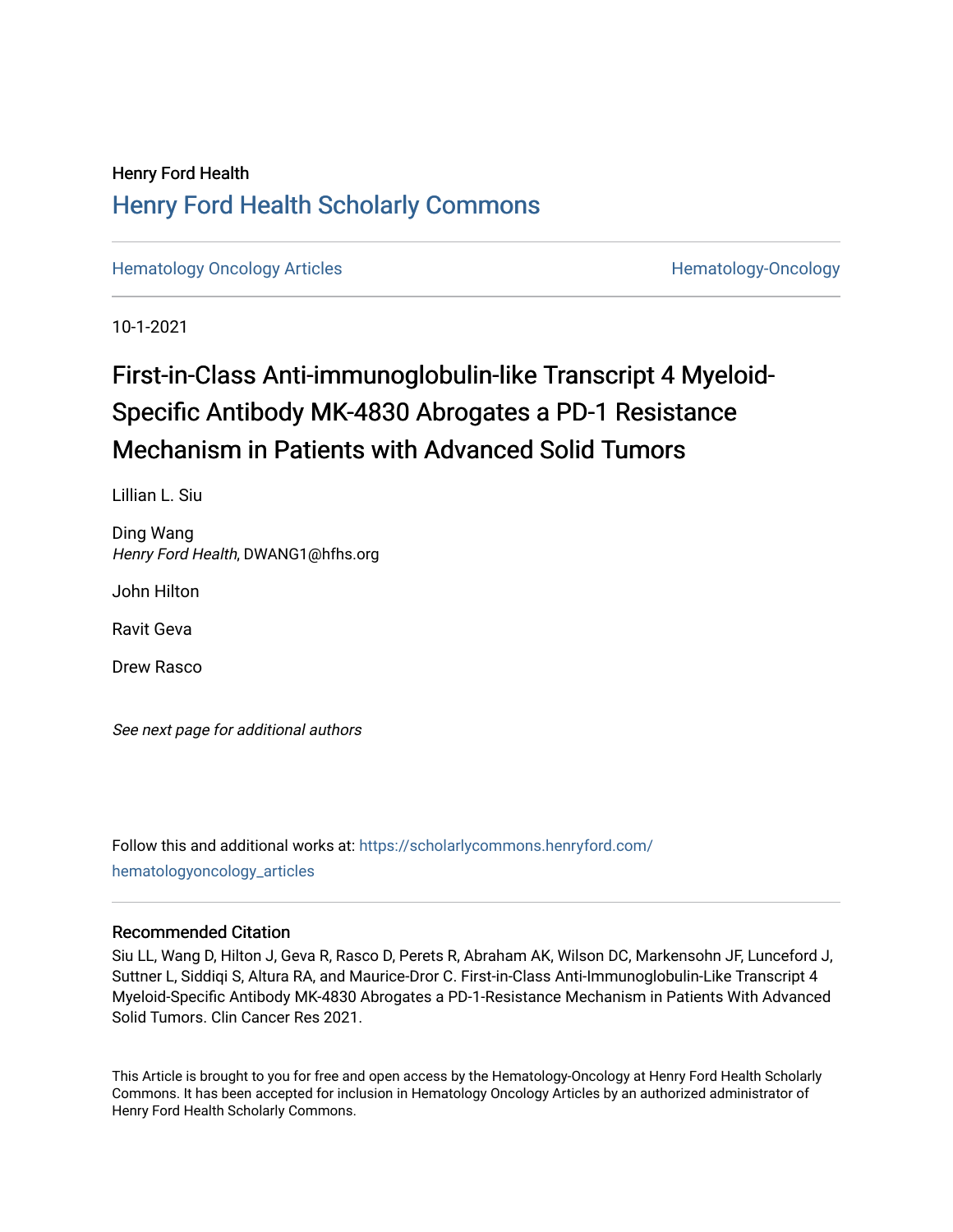Henry Ford Health

## Henry Ford Health Scholarly Commons

Hematology Oncology Articles | Hematology-Oncology

10-1-2021

# First-in-Class Anti-immunoglobulin-like Transcript 4 Myeloid-Specific Antibody MK-4830 Abrogates a PD-1 Resistance Mechanism in Patients with Advanced Solid Tumors

Lillian L. Siu

Ding Wang
*Henry Ford Health*, DWANG1@hfhs.org

John Hilton

Ravit Geva

Drew Rasco

*See next page for additional authors*

Follow this and additional works at: https://scholarlycommons.henryford.com/hematologyoncology_articles

### Recommended Citation

Siu LL, Wang D, Hilton J, Geva R, Rasco D, Perets R, Abraham AK, Wilson DC, Markensohn JF, Lunceford J, Suttner L, Siddiqi S, Altura RA, and Maurice-Dror C. First-in-Class Anti-Immunoglobulin-Like Transcript 4 Myeloid-Specific Antibody MK-4830 Abrogates a PD-1-Resistance Mechanism in Patients With Advanced Solid Tumors. Clin Cancer Res 2021.

This Article is brought to you for free and open access by the Hematology-Oncology at Henry Ford Health Scholarly Commons. It has been accepted for inclusion in Hematology Oncology Articles by an authorized administrator of Henry Ford Health Scholarly Commons.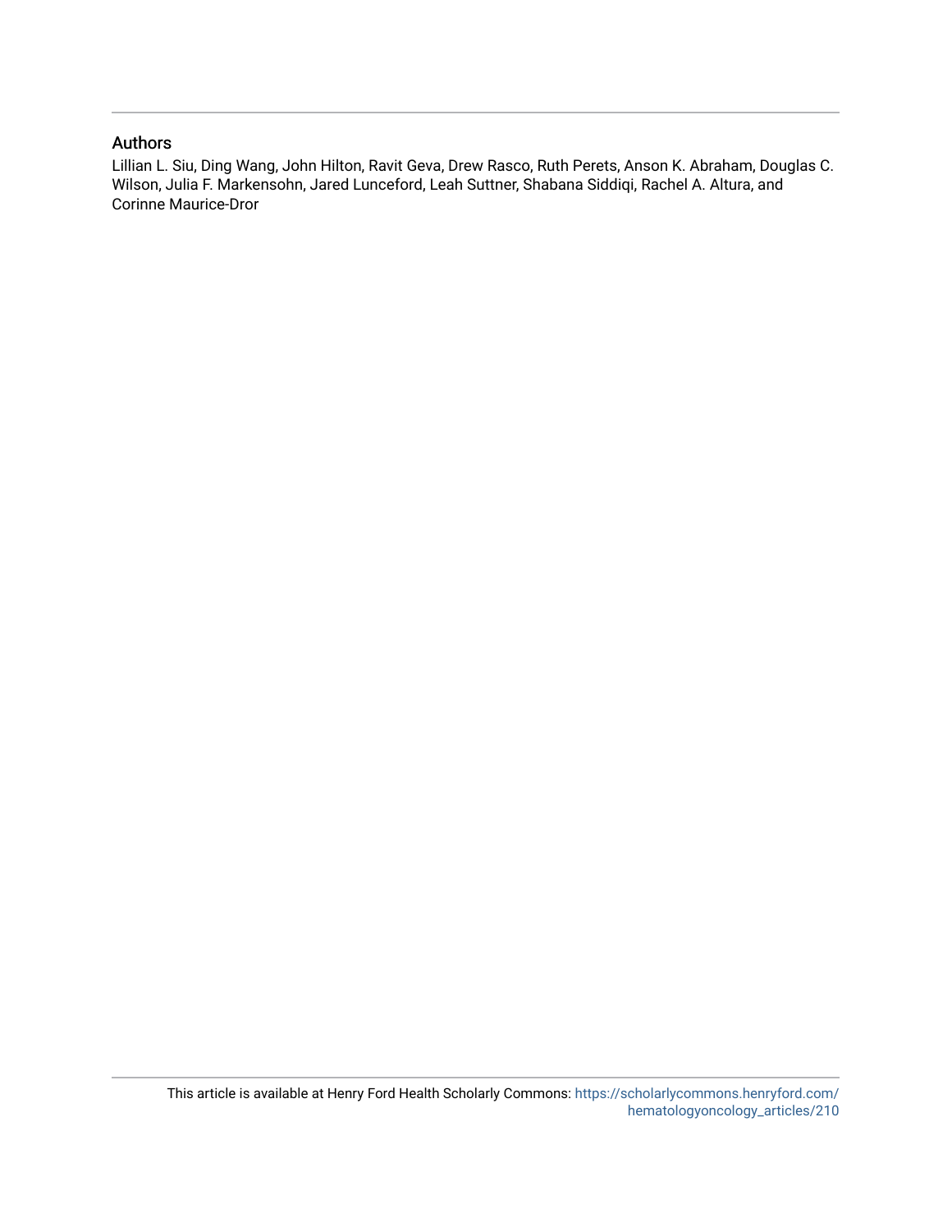## Authors

Lillian L. Siu, Ding Wang, John Hilton, Ravit Geva, Drew Rasco, Ruth Perets, Anson K. Abraham, Douglas C. Wilson, Julia F. Markensohn, Jared Lunceford, Leah Suttner, Shabana Siddiqi, Rachel A. Altura, and Corinne Maurice-Dror

This article is available at Henry Ford Health Scholarly Commons: https://scholarlycommons.henryford.com/hematologyoncology_articles/210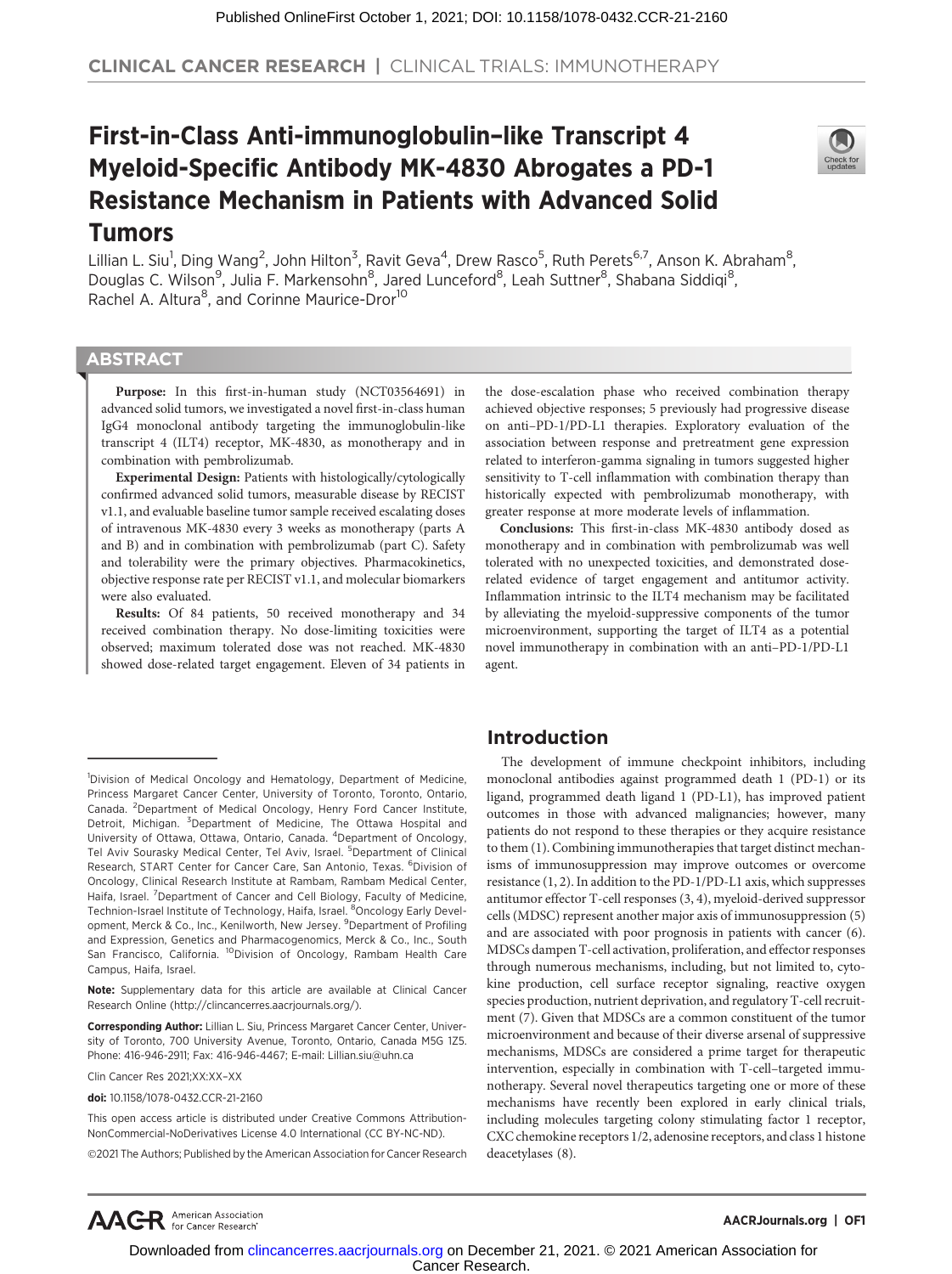CLINICAL CANCER RESEARCH | CLINICAL TRIALS: IMMUNOTHERAPY

# First-in-Class Anti-immunoglobulin–like Transcript 4 Myeloid-Specific Antibody MK-4830 Abrogates a PD-1 Resistance Mechanism in Patients with Advanced Solid Tumors

Lillian L. Siu[1], Ding Wang[2], John Hilton[3], Ravit Geva[4], Drew Rasco[5], Ruth Perets[6,7], Anson K. Abraham[8], Douglas C. Wilson[9], Julia F. Markensohn[8], Jared Lunceford[8], Leah Suttner[8], Shabana Siddiqi[8], Rachel A. Altura[8], and Corinne Maurice-Dror[10]

## ABSTRACT

**Purpose:** In this first-in-human study (NCT03564691) in advanced solid tumors, we investigated a novel first-in-class human IgG4 monoclonal antibody targeting the immunoglobulin-like transcript 4 (ILT4) receptor, MK-4830, as monotherapy and in combination with pembrolizumab.

**Experimental Design:** Patients with histologically/cytologically confirmed advanced solid tumors, measurable disease by RECIST v1.1, and evaluable baseline tumor sample received escalating doses of intravenous MK-4830 every 3 weeks as monotherapy (parts A and B) and in combination with pembrolizumab (part C). Safety and tolerability were the primary objectives. Pharmacokinetics, objective response rate per RECIST v1.1, and molecular biomarkers were also evaluated.

**Results:** Of 84 patients, 50 received monotherapy and 34 received combination therapy. No dose-limiting toxicities were observed; maximum tolerated dose was not reached. MK-4830 showed dose-related target engagement. Eleven of 34 patients in the dose-escalation phase who received combination therapy achieved objective responses; 5 previously had progressive disease on anti–PD-1/PD-L1 therapies. Exploratory evaluation of the association between response and pretreatment gene expression related to interferon-gamma signaling in tumors suggested higher sensitivity to T-cell inflammation with combination therapy than historically expected with pembrolizumab monotherapy, with greater response at more moderate levels of inflammation.

**Conclusions:** This first-in-class MK-4830 antibody dosed as monotherapy and in combination with pembrolizumab was well tolerated with no unexpected toxicities, and demonstrated dose-related evidence of target engagement and antitumor activity. Inflammation intrinsic to the ILT4 mechanism may be facilitated by alleviating the myeloid-suppressive components of the tumor microenvironment, supporting the target of ILT4 as a potential novel immunotherapy in combination with an anti–PD-1/PD-L1 agent.

## Introduction

The development of immune checkpoint inhibitors, including monoclonal antibodies against programmed death 1 (PD-1) or its ligand, programmed death ligand 1 (PD-L1), has improved patient outcomes in those with advanced malignancies; however, many patients do not respond to these therapies or they acquire resistance to them (1). Combining immunotherapies that target distinct mechanisms of immunosuppression may improve outcomes or overcome resistance (1, 2). In addition to the PD-1/PD-L1 axis, which suppresses antitumor effector T-cell responses (3, 4), myeloid-derived suppressor cells (MDSC) represent another major axis of immunosuppression (5) and are associated with poor prognosis in patients with cancer (6). MDSCs dampen T-cell activation, proliferation, and effector responses through numerous mechanisms, including, but not limited to, cytokine production, cell surface receptor signaling, reactive oxygen species production, nutrient deprivation, and regulatory T-cell recruitment (7). Given that MDSCs are a common constituent of the tumor microenvironment and because of their diverse arsenal of suppressive mechanisms, MDSCs are considered a prime target for therapeutic intervention, especially in combination with T-cell–targeted immunotherapy. Several novel therapeutics targeting one or more of these mechanisms have recently been explored in early clinical trials, including molecules targeting colony stimulating factor 1 receptor, CXC chemokine receptors 1/2, adenosine receptors, and class 1 histone deacetylases (8).

[1]Division of Medical Oncology and Hematology, Department of Medicine, Princess Margaret Cancer Center, University of Toronto, Toronto, Ontario, Canada. [2]Department of Medical Oncology, Henry Ford Cancer Institute, Detroit, Michigan. [3]Department of Medicine, The Ottawa Hospital and University of Ottawa, Ottawa, Ontario, Canada. [4]Department of Oncology, Tel Aviv Sourasky Medical Center, Tel Aviv, Israel. [5]Department of Clinical Research, START Center for Cancer Care, San Antonio, Texas. [6]Division of Oncology, Clinical Research Institute at Rambam, Rambam Medical Center, Haifa, Israel. [7]Department of Cancer and Cell Biology, Faculty of Medicine, Technion-Israel Institute of Technology, Haifa, Israel. [8]Oncology Early Development, Merck & Co., Inc., Kenilworth, New Jersey. [9]Department of Profiling and Expression, Genetics and Pharmacogenomics, Merck & Co., Inc., South San Francisco, California. [10]Division of Oncology, Rambam Health Care Campus, Haifa, Israel.

**Note:** Supplementary data for this article are available at Clinical Cancer Research Online (http://clincancerres.aacrjournals.org/).

**Corresponding Author:** Lillian L. Siu, Princess Margaret Cancer Center, University of Toronto, 700 University Avenue, Toronto, Ontario, Canada M5G 1Z5. Phone: 416-946-2911; Fax: 416-946-4467; E-mail: Lillian.siu@uhn.ca

Clin Cancer Res 2021;XX:XX–XX

**doi:** 10.1158/1078-0432.CCR-21-2160

This open access article is distributed under Creative Commons Attribution-NonCommercial-NoDerivatives License 4.0 International (CC BY-NC-ND).

©2021 The Authors; Published by the American Association for Cancer Research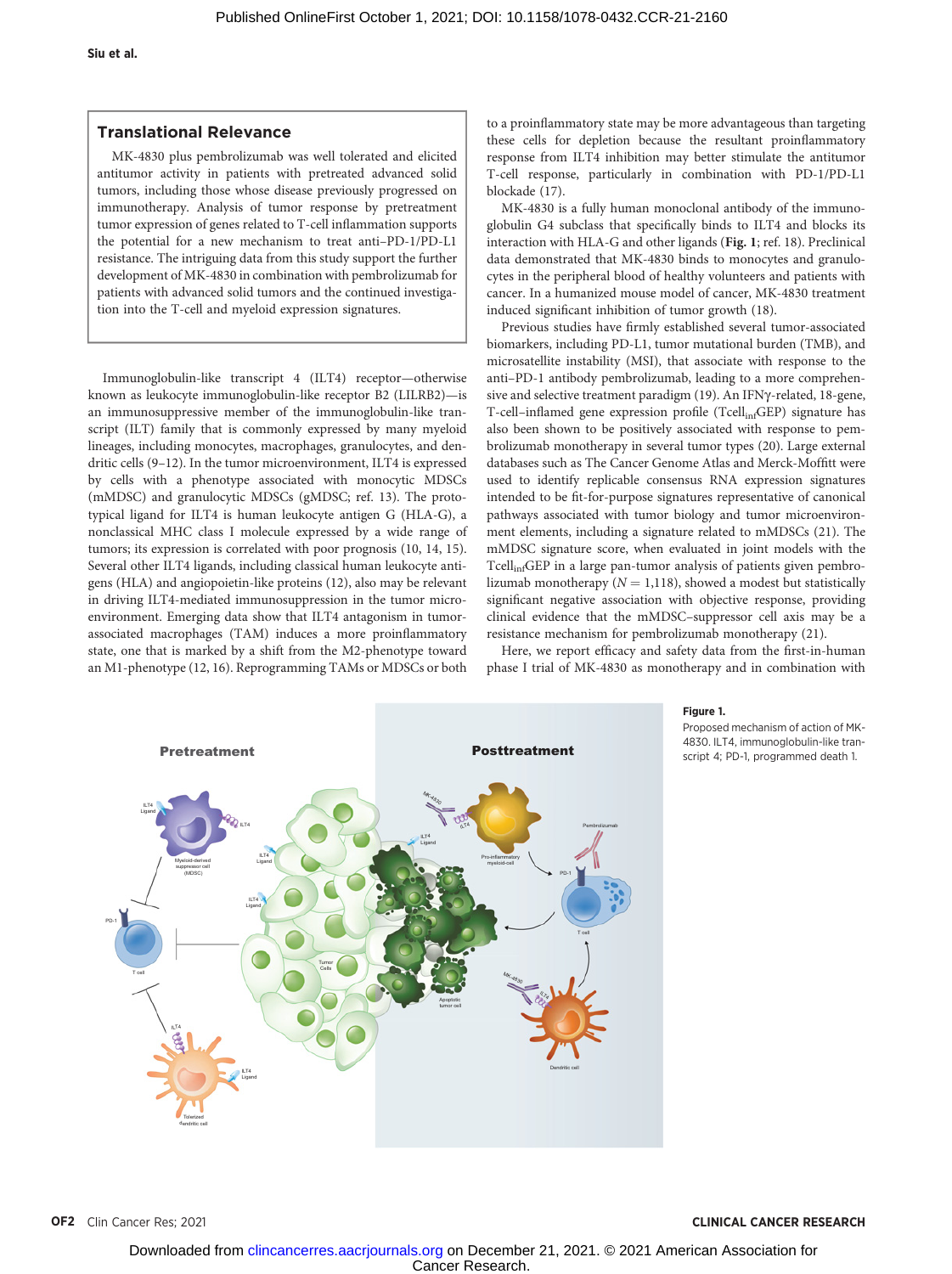## Translational Relevance

MK-4830 plus pembrolizumab was well tolerated and elicited antitumor activity in patients with pretreated advanced solid tumors, including those whose disease previously progressed on immunotherapy. Analysis of tumor response by pretreatment tumor expression of genes related to T-cell inflammation supports the potential for a new mechanism to treat anti–PD-1/PD-L1 resistance. The intriguing data from this study support the further development of MK-4830 in combination with pembrolizumab for patients with advanced solid tumors and the continued investigation into the T-cell and myeloid expression signatures.

Immunoglobulin-like transcript 4 (ILT4) receptor—otherwise known as leukocyte immunoglobulin-like receptor B2 (LILRB2)—is an immunosuppressive member of the immunoglobulin-like transcript (ILT) family that is commonly expressed by many myeloid lineages, including monocytes, macrophages, granulocytes, and dendritic cells (9–12). In the tumor microenvironment, ILT4 is expressed by cells with a phenotype associated with monocytic MDSCs (mMDSC) and granulocytic MDSCs (gMDSC; ref. 13). The prototypical ligand for ILT4 is human leukocyte antigen G (HLA-G), a nonclassical MHC class I molecule expressed by a wide range of tumors; its expression is correlated with poor prognosis (10, 14, 15). Several other ILT4 ligands, including classical human leukocyte antigens (HLA) and angiopoietin-like proteins (12), also may be relevant in driving ILT4-mediated immunosuppression in the tumor microenvironment. Emerging data show that ILT4 antagonism in tumor-associated macrophages (TAM) induces a more proinflammatory state, one that is marked by a shift from the M2-phenotype toward an M1-phenotype (12, 16). Reprogramming TAMs or MDSCs or both to a proinflammatory state may be more advantageous than targeting these cells for depletion because the resultant proinflammatory response from ILT4 inhibition may better stimulate the antitumor T-cell response, particularly in combination with PD-1/PD-L1 blockade (17).

MK-4830 is a fully human monoclonal antibody of the immunoglobulin G4 subclass that specifically binds to ILT4 and blocks its interaction with HLA-G and other ligands (**Fig. 1**; ref. 18). Preclinical data demonstrated that MK-4830 binds to monocytes and granulocytes in the peripheral blood of healthy volunteers and patients with cancer. In a humanized mouse model of cancer, MK-4830 treatment induced significant inhibition of tumor growth (18).

Previous studies have firmly established several tumor-associated biomarkers, including PD-L1, tumor mutational burden (TMB), and microsatellite instability (MSI), that associate with response to the anti–PD-1 antibody pembrolizumab, leading to a more comprehensive and selective treatment paradigm (19). An IFNγ-related, 18-gene, T-cell–inflamed gene expression profile ($Tcell_{inf}GEP$) signature has also been shown to be positively associated with response to pembrolizumab monotherapy in several tumor types (20). Large external databases such as The Cancer Genome Atlas and Merck-Moffitt were used to identify replicable consensus RNA expression signatures intended to be fit-for-purpose signatures representative of canonical pathways associated with tumor biology and tumor microenvironment elements, including a signature related to mMDSCs (21). The mMDSC signature score, when evaluated in joint models with the $Tcell_{inf}GEP$ in a large pan-tumor analysis of patients given pembrolizumab monotherapy ($N = 1{,}118$), showed a modest but statistically significant negative association with objective response, providing clinical evidence that the mMDSC–suppressor cell axis may be a resistance mechanism for pembrolizumab monotherapy (21).

Here, we report efficacy and safety data from the first-in-human phase I trial of MK-4830 as monotherapy and in combination with

**Figure 1.**
Proposed mechanism of action of MK-4830. ILT4, immunoglobulin-like transcript 4; PD-1, programmed death 1.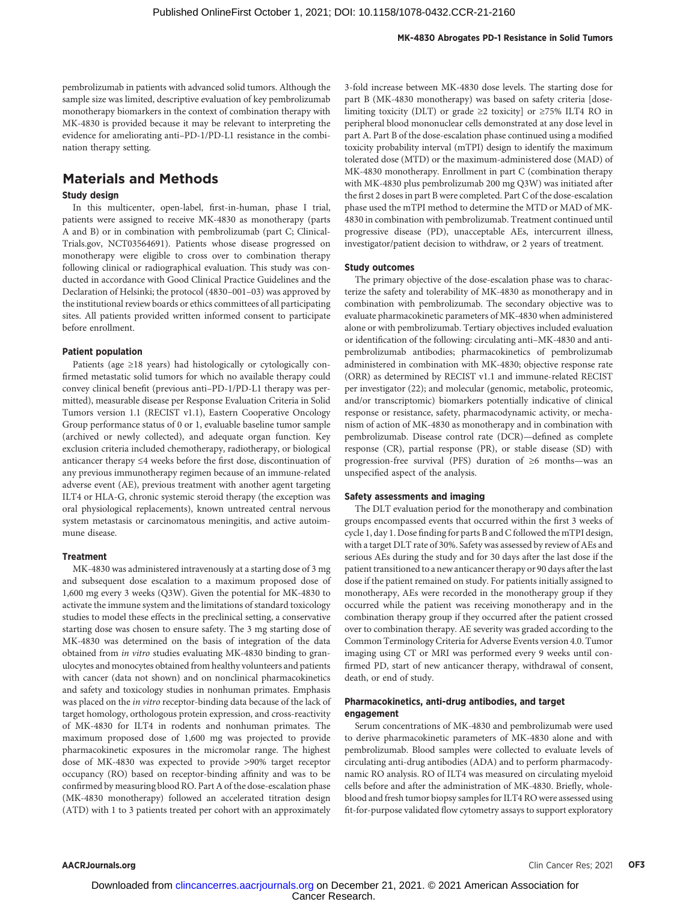pembrolizumab in patients with advanced solid tumors. Although the sample size was limited, descriptive evaluation of key pembrolizumab monotherapy biomarkers in the context of combination therapy with MK-4830 is provided because it may be relevant to interpreting the evidence for ameliorating anti–PD-1/PD-L1 resistance in the combination therapy setting.

## Materials and Methods

### Study design

In this multicenter, open-label, first-in-human, phase I trial, patients were assigned to receive MK-4830 as monotherapy (parts A and B) or in combination with pembrolizumab (part C; ClinicalTrials.gov, NCT03564691). Patients whose disease progressed on monotherapy were eligible to cross over to combination therapy following clinical or radiographical evaluation. This study was conducted in accordance with Good Clinical Practice Guidelines and the Declaration of Helsinki; the protocol (4830–001–03) was approved by the institutional review boards or ethics committees of all participating sites. All patients provided written informed consent to participate before enrollment.

### Patient population

Patients (age ≥18 years) had histologically or cytologically confirmed metastatic solid tumors for which no available therapy could convey clinical benefit (previous anti–PD-1/PD-L1 therapy was permitted), measurable disease per Response Evaluation Criteria in Solid Tumors version 1.1 (RECIST v1.1), Eastern Cooperative Oncology Group performance status of 0 or 1, evaluable baseline tumor sample (archived or newly collected), and adequate organ function. Key exclusion criteria included chemotherapy, radiotherapy, or biological anticancer therapy ≤4 weeks before the first dose, discontinuation of any previous immunotherapy regimen because of an immune-related adverse event (AE), previous treatment with another agent targeting ILT4 or HLA-G, chronic systemic steroid therapy (the exception was oral physiological replacements), known untreated central nervous system metastasis or carcinomatous meningitis, and active autoimmune disease.

### Treatment

MK-4830 was administered intravenously at a starting dose of 3 mg and subsequent dose escalation to a maximum proposed dose of 1,600 mg every 3 weeks (Q3W). Given the potential for MK-4830 to activate the immune system and the limitations of standard toxicology studies to model these effects in the preclinical setting, a conservative starting dose was chosen to ensure safety. The 3 mg starting dose of MK-4830 was determined on the basis of integration of the data obtained from *in vitro* studies evaluating MK-4830 binding to granulocytes and monocytes obtained from healthy volunteers and patients with cancer (data not shown) and on nonclinical pharmacokinetics and safety and toxicology studies in nonhuman primates. Emphasis was placed on the *in vitro* receptor-binding data because of the lack of target homology, orthologous protein expression, and cross-reactivity of MK-4830 for ILT4 in rodents and nonhuman primates. The maximum proposed dose of 1,600 mg was projected to provide pharmacokinetic exposures in the micromolar range. The highest dose of MK-4830 was expected to provide >90% target receptor occupancy (RO) based on receptor-binding affinity and was to be confirmed by measuring blood RO. Part A of the dose-escalation phase (MK-4830 monotherapy) followed an accelerated titration design (ATD) with 1 to 3 patients treated per cohort with an approximately 3-fold increase between MK-4830 dose levels. The starting dose for part B (MK-4830 monotherapy) was based on safety criteria [dose-limiting toxicity (DLT) or grade ≥2 toxicity] or ≥75% ILT4 RO in peripheral blood mononuclear cells demonstrated at any dose level in part A. Part B of the dose-escalation phase continued using a modified toxicity probability interval (mTPI) design to identify the maximum tolerated dose (MTD) or the maximum-administered dose (MAD) of MK-4830 monotherapy. Enrollment in part C (combination therapy with MK-4830 plus pembrolizumab 200 mg Q3W) was initiated after the first 2 doses in part B were completed. Part C of the dose-escalation phase used the mTPI method to determine the MTD or MAD of MK-4830 in combination with pembrolizumab. Treatment continued until progressive disease (PD), unacceptable AEs, intercurrent illness, investigator/patient decision to withdraw, or 2 years of treatment.

### Study outcomes

The primary objective of the dose-escalation phase was to characterize the safety and tolerability of MK-4830 as monotherapy and in combination with pembrolizumab. The secondary objective was to evaluate pharmacokinetic parameters of MK-4830 when administered alone or with pembrolizumab. Tertiary objectives included evaluation or identification of the following: circulating anti–MK-4830 and anti-pembrolizumab antibodies; pharmacokinetics of pembrolizumab administered in combination with MK-4830; objective response rate (ORR) as determined by RECIST v1.1 and immune-related RECIST per investigator (22); and molecular (genomic, metabolic, proteomic, and/or transcriptomic) biomarkers potentially indicative of clinical response or resistance, safety, pharmacodynamic activity, or mechanism of action of MK-4830 as monotherapy and in combination with pembrolizumab. Disease control rate (DCR)—defined as complete response (CR), partial response (PR), or stable disease (SD) with progression-free survival (PFS) duration of ≥6 months—was an unspecified aspect of the analysis.

### Safety assessments and imaging

The DLT evaluation period for the monotherapy and combination groups encompassed events that occurred within the first 3 weeks of cycle 1, day 1. Dose finding for parts B and C followed the mTPI design, with a target DLT rate of 30%. Safety was assessed by review of AEs and serious AEs during the study and for 30 days after the last dose if the patient transitioned to a new anticancer therapy or 90 days after the last dose if the patient remained on study. For patients initially assigned to monotherapy, AEs were recorded in the monotherapy group if they occurred while the patient was receiving monotherapy and in the combination therapy group if they occurred after the patient crossed over to combination therapy. AE severity was graded according to the Common Terminology Criteria for Adverse Events version 4.0. Tumor imaging using CT or MRI was performed every 9 weeks until confirmed PD, start of new anticancer therapy, withdrawal of consent, death, or end of study.

### Pharmacokinetics, anti-drug antibodies, and target engagement

Serum concentrations of MK-4830 and pembrolizumab were used to derive pharmacokinetic parameters of MK-4830 alone and with pembrolizumab. Blood samples were collected to evaluate levels of circulating anti-drug antibodies (ADA) and to perform pharmacodynamic RO analysis. RO of ILT4 was measured on circulating myeloid cells before and after the administration of MK-4830. Briefly, whole-blood and fresh tumor biopsy samples for ILT4 RO were assessed using fit-for-purpose validated flow cytometry assays to support exploratory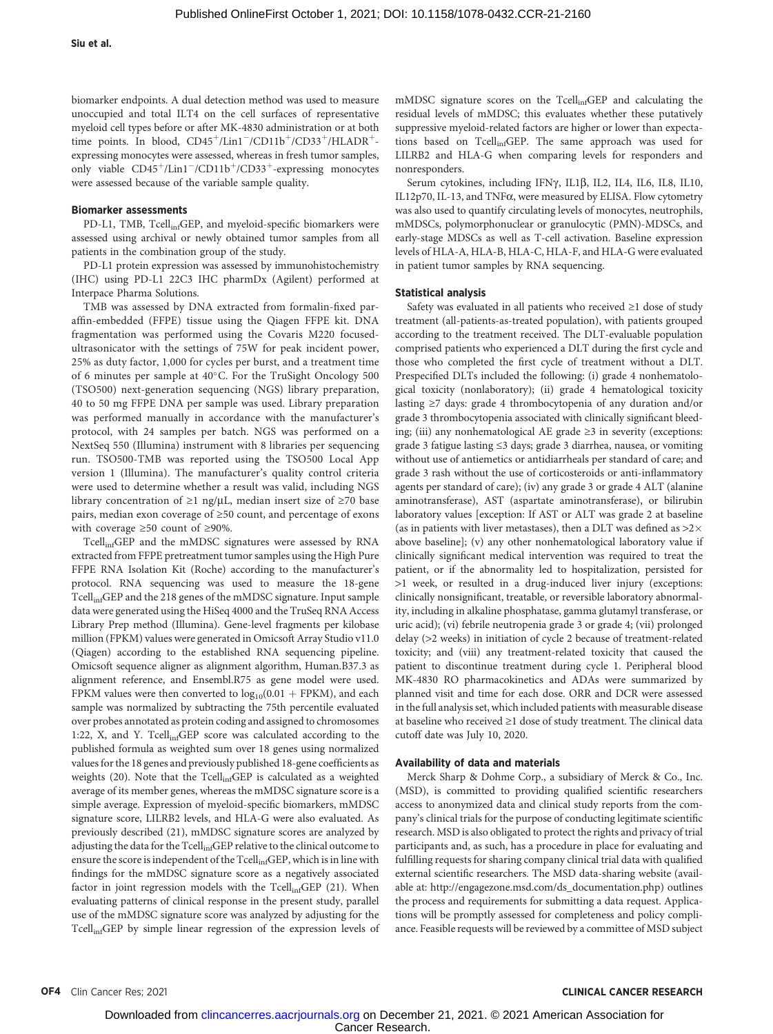biomarker endpoints. A dual detection method was used to measure unoccupied and total ILT4 on the cell surfaces of representative myeloid cell types before or after MK-4830 administration or at both time points. In blood, CD45$^+$/Lin1$^-$/CD11b$^+$/CD33$^+$/HLADR$^+$-expressing monocytes were assessed, whereas in fresh tumor samples, only viable CD45$^+$/Lin1$^-$/CD11b$^+$/CD33$^+$-expressing monocytes were assessed because of the variable sample quality.

### Biomarker assessments

PD-L1, TMB, Tcell$_{inf}$GEP, and myeloid-specific biomarkers were assessed using archival or newly obtained tumor samples from all patients in the combination group of the study.

PD-L1 protein expression was assessed by immunohistochemistry (IHC) using PD-L1 22C3 IHC pharmDx (Agilent) performed at Interpace Pharma Solutions.

TMB was assessed by DNA extracted from formalin-fixed paraffin-embedded (FFPE) tissue using the Qiagen FFPE kit. DNA fragmentation was performed using the Covaris M220 focused-ultrasonicator with the settings of 75W for peak incident power, 25% as duty factor, 1,000 for cycles per burst, and a treatment time of 6 minutes per sample at 40°C. For the TruSight Oncology 500 (TSO500) next-generation sequencing (NGS) library preparation, 40 to 50 mg FFPE DNA per sample was used. Library preparation was performed manually in accordance with the manufacturer's protocol, with 24 samples per batch. NGS was performed on a NextSeq 550 (Illumina) instrument with 8 libraries per sequencing run. TSO500-TMB was reported using the TSO500 Local App version 1 (Illumina). The manufacturer's quality control criteria were used to determine whether a result was valid, including NGS library concentration of ≥1 ng/μL, median insert size of ≥70 base pairs, median exon coverage of ≥50 count, and percentage of exons with coverage ≥50 count of ≥90%.

Tcell$_{inf}$GEP and the mMDSC signatures were assessed by RNA extracted from FFPE pretreatment tumor samples using the High Pure FFPE RNA Isolation Kit (Roche) according to the manufacturer's protocol. RNA sequencing was used to measure the 18-gene Tcell$_{inf}$GEP and the 218 genes of the mMDSC signature. Input sample data were generated using the HiSeq 4000 and the TruSeq RNA Access Library Prep method (Illumina). Gene-level fragments per kilobase million (FPKM) values were generated in Omicsoft Array Studio v11.0 (Qiagen) according to the established RNA sequencing pipeline. Omicsoft sequence aligner as alignment algorithm, Human.B37.3 as alignment reference, and Ensembl.R75 as gene model were used. FPKM values were then converted to $\log_{10}(0.01 + \text{FPKM})$, and each sample was normalized by subtracting the 75th percentile evaluated over probes annotated as protein coding and assigned to chromosomes 1:22, X, and Y. Tcell$_{inf}$GEP score was calculated according to the published formula as weighted sum over 18 genes using normalized values for the 18 genes and previously published 18-gene coefficients as weights (20). Note that the Tcell$_{inf}$GEP is calculated as a weighted average of its member genes, whereas the mMDSC signature score is a simple average. Expression of myeloid-specific biomarkers, mMDSC signature score, LILRB2 levels, and HLA-G were also evaluated. As previously described (21), mMDSC signature scores are analyzed by adjusting the data for the Tcell$_{inf}$GEP relative to the clinical outcome to ensure the score is independent of the Tcell$_{inf}$GEP, which is in line with findings for the mMDSC signature score as a negatively associated factor in joint regression models with the Tcell$_{inf}$GEP (21). When evaluating patterns of clinical response in the present study, parallel use of the mMDSC signature score was analyzed by adjusting for the Tcell$_{inf}$GEP by simple linear regression of the expression levels of mMDSC signature scores on the Tcell$_{inf}$GEP and calculating the residual levels of mMDSC; this evaluates whether these putatively suppressive myeloid-related factors are higher or lower than expectations based on Tcell$_{inf}$GEP. The same approach was used for LILRB2 and HLA-G when comparing levels for responders and nonresponders.

Serum cytokines, including IFNγ, IL1β, IL2, IL4, IL6, IL8, IL10, IL12p70, IL-13, and TNFα, were measured by ELISA. Flow cytometry was also used to quantify circulating levels of monocytes, neutrophils, mMDSCs, polymorphonuclear or granulocytic (PMN)-MDSCs, and early-stage MDSCs as well as T-cell activation. Baseline expression levels of HLA-A, HLA-B, HLA-C, HLA-F, and HLA-G were evaluated in patient tumor samples by RNA sequencing.

### Statistical analysis

Safety was evaluated in all patients who received ≥1 dose of study treatment (all-patients-as-treated population), with patients grouped according to the treatment received. The DLT-evaluable population comprised patients who experienced a DLT during the first cycle and those who completed the first cycle of treatment without a DLT. Prespecified DLTs included the following: (i) grade 4 nonhematological toxicity (nonlaboratory); (ii) grade 4 hematological toxicity lasting ≥7 days: grade 4 thrombocytopenia of any duration and/or grade 3 thrombocytopenia associated with clinically significant bleeding; (iii) any nonhematological AE grade ≥3 in severity (exceptions: grade 3 fatigue lasting ≤3 days; grade 3 diarrhea, nausea, or vomiting without use of antiemetics or antidiarrheals per standard of care; and grade 3 rash without the use of corticosteroids or anti-inflammatory agents per standard of care); (iv) any grade 3 or grade 4 ALT (alanine aminotransferase), AST (aspartate aminotransferase), or bilirubin laboratory values [exception: If AST or ALT was grade 2 at baseline (as in patients with liver metastases), then a DLT was defined as >2× above baseline]; (v) any other nonhematological laboratory value if clinically significant medical intervention was required to treat the patient, or if the abnormality led to hospitalization, persisted for >1 week, or resulted in a drug-induced liver injury (exceptions: clinically nonsignificant, treatable, or reversible laboratory abnormality, including in alkaline phosphatase, gamma glutamyl transferase, or uric acid); (vi) febrile neutropenia grade 3 or grade 4; (vii) prolonged delay (>2 weeks) in initiation of cycle 2 because of treatment-related toxicity; and (viii) any treatment-related toxicity that caused the patient to discontinue treatment during cycle 1. Peripheral blood MK-4830 RO pharmacokinetics and ADAs were summarized by planned visit and time for each dose. ORR and DCR were assessed in the full analysis set, which included patients with measurable disease at baseline who received ≥1 dose of study treatment. The clinical data cutoff date was July 10, 2020.

### Availability of data and materials

Merck Sharp & Dohme Corp., a subsidiary of Merck & Co., Inc. (MSD), is committed to providing qualified scientific researchers access to anonymized data and clinical study reports from the company's clinical trials for the purpose of conducting legitimate scientific research. MSD is also obligated to protect the rights and privacy of trial participants and, as such, has a procedure in place for evaluating and fulfilling requests for sharing company clinical trial data with qualified external scientific researchers. The MSD data-sharing website (available at: http://engagezone.msd.com/ds_documentation.php) outlines the process and requirements for submitting a data request. Applications will be promptly assessed for completeness and policy compliance. Feasible requests will be reviewed by a committee of MSD subject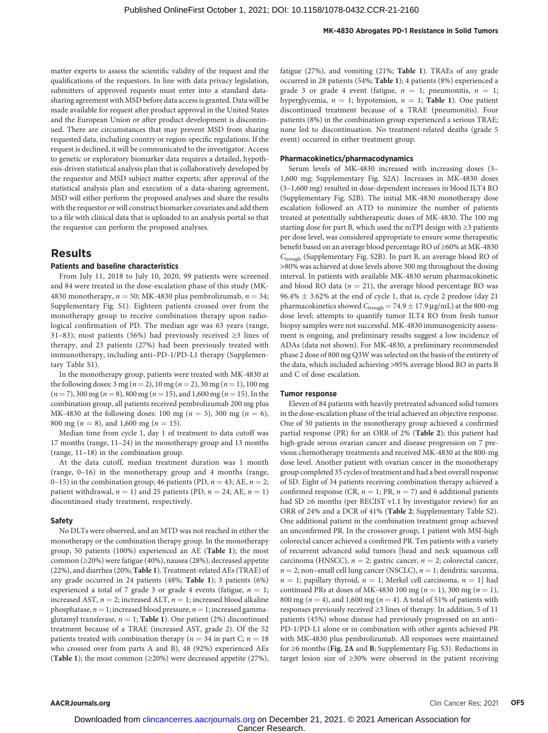matter experts to assess the scientific validity of the request and the qualifications of the requestors. In line with data privacy legislation, submitters of approved requests must enter into a standard data-sharing agreement with MSD before data access is granted. Data will be made available for request after product approval in the United States and the European Union or after product development is discontinued. There are circumstances that may prevent MSD from sharing requested data, including country or region-specific regulations. If the request is declined, it will be communicated to the investigator. Access to genetic or exploratory biomarker data requires a detailed, hypothesis-driven statistical analysis plan that is collaboratively developed by the requestor and MSD subject matter experts; after approval of the statistical analysis plan and execution of a data-sharing agreement, MSD will either perform the proposed analyses and share the results with the requestor or will construct biomarker covariates and add them to a file with clinical data that is uploaded to an analysis portal so that the requestor can perform the proposed analyses.

# Results

### Patients and baseline characteristics

From July 11, 2018 to July 10, 2020, 99 patients were screened and 84 were treated in the dose-escalation phase of this study (MK-4830 monotherapy, $n = 50$; MK-4830 plus pembrolizumab, $n = 34$; Supplementary Fig. S1). Eighteen patients crossed over from the monotherapy group to receive combination therapy upon radiological confirmation of PD. The median age was 63 years (range, 31–83); most patients (56%) had previously received ≥3 lines of therapy, and 23 patients (27%) had been previously treated with immunotherapy, including anti–PD-1/PD-L1 therapy (Supplementary Table S1).

In the monotherapy group, patients were treated with MK-4830 at the following doses: 3 mg ($n = 2$), 10 mg ($n = 2$), 30 mg ($n = 1$), 100 mg ($n = 7$), 300 mg ($n = 8$), 800 mg ($n = 15$), and 1,600 mg ($n = 15$). In the combination group, all patients received pembrolizumab 200 mg plus MK-4830 at the following doses: 100 mg ($n = 5$), 300 mg ($n = 6$), 800 mg ($n = 8$), and 1,600 mg ($n = 15$).

Median time from cycle 1, day 1 of treatment to data cutoff was 17 months (range, 11–24) in the monotherapy group and 13 months (range, 11–18) in the combination group.

At the data cutoff, median treatment duration was 1 month (range, 0–16) in the monotherapy group and 4 months (range, 0–15) in the combination group; 46 patients (PD, $n = 43$; AE, $n = 2$; patient withdrawal, $n = 1$) and 25 patients (PD, $n = 24$; AE, $n = 1$) discontinued study treatment, respectively.

### Safety

No DLTs were observed, and an MTD was not reached in either the monotherapy or the combination therapy group. In the monotherapy group, 50 patients (100%) experienced an AE (**Table 1**); the most common (≥20%) were fatigue (40%), nausea (28%), decreased appetite (22%), and diarrhea (20%; **Table 1**). Treatment-related AEs (TRAE) of any grade occurred in 24 patients (48%; **Table 1**); 3 patients (6%) experienced a total of 7 grade 3 or grade 4 events (fatigue, $n = 1$; increased AST, $n = 2$; increased ALT, $n = 1$; increased blood alkaline phosphatase, $n = 1$; increased blood pressure, $n = 1$; increased gamma-glutamyl transferase, $n = 1$; **Table 1**). One patient (2%) discontinued treatment because of a TRAE (increased AST, grade 2). Of the 52 patients treated with combination therapy ($n = 34$ in part C; $n = 18$ who crossed over from parts A and B), 48 (92%) experienced AEs (**Table 1**); the most common (≥20%) were decreased appetite (27%), fatigue (27%), and vomiting (21%; **Table 1**). TRAEs of any grade occurred in 28 patients (54%; **Table 1**); 4 patients (8%) experienced a grade 3 or grade 4 event (fatigue, $n = 1$; pneumonitis, $n = 1$; hyperglycemia, $n = 1$; hypotension, $n = 1$; **Table 1**). One patient discontinued treatment because of a TRAE (pneumonitis). Four patients (8%) in the combination group experienced a serious TRAE; none led to discontinuation. No treatment-related deaths (grade 5 event) occurred in either treatment group.

### Pharmacokinetics/pharmacodynamics

Serum levels of MK-4830 increased with increasing doses (3–1,600 mg; Supplementary Fig. S2A). Increases in MK-4830 doses (3–1,600 mg) resulted in dose-dependent increases in blood ILT4 RO (Supplementary Fig. S2B). The initial MK-4830 monotherapy dose escalation followed an ATD to minimize the number of patients treated at potentially subtherapeutic doses of MK-4830. The 100 mg starting dose for part B, which used the mTPI design with ≥3 patients per dose level, was considered appropriate to ensure some therapeutic benefit based on an average blood percentage RO of ≥60% at MK-4830 $C_{trough}$ (Supplementary Fig. S2B). In part B, an average blood RO of >80% was achieved at dose levels above 300 mg throughout the dosing interval. In patients with available MK-4830 serum pharmacokinetic and blood RO data ($n = 21$), the average blood percentage RO was 96.4% ± 3.62% at the end of cycle 1, that is, cycle 2 predose (day 21 pharmacokinetics showed $C_{trough} = 74.9 \pm 17.9$ µg/mL) at the 800-mg dose level; attempts to quantify tumor ILT4 RO from fresh tumor biopsy samples were not successful. MK-4830 immunogenicity assessment is ongoing, and preliminary results suggest a low incidence of ADAs (data not shown). For MK-4830, a preliminary recommended phase 2 dose of 800 mg Q3W was selected on the basis of the entirety of the data, which included achieving >95% average blood RO in parts B and C of dose escalation.

### Tumor response

Eleven of 84 patients with heavily pretreated advanced solid tumors in the dose-escalation phase of the trial achieved an objective response. One of 50 patients in the monotherapy group achieved a confirmed partial response (PR) for an ORR of 2% (**Table 2**); this patient had high-grade serous ovarian cancer and disease progression on 7 previous chemotherapy treatments and received MK-4830 at the 800-mg dose level. Another patient with ovarian cancer in the monotherapy group completed 35 cycles of treatment and had a best overall response of SD. Eight of 34 patients receiving combination therapy achieved a confirmed response (CR, $n = 1$; PR, $n = 7$) and 6 additional patients had SD ≥6 months (per RECIST v1.1 by investigator review) for an ORR of 24% and a DCR of 41% (**Table 2**; Supplementary Table S2). One additional patient in the combination treatment group achieved an unconfirmed PR. In the crossover group, 1 patient with MSI-high colorectal cancer achieved a confirmed PR. Ten patients with a variety of recurrent advanced solid tumors [head and neck squamous cell carcinoma (HNSCC), $n = 2$; gastric cancer, $n = 2$; colorectal cancer, $n = 2$; non–small cell lung cancer (NSCLC), $n = 1$; dendritic sarcoma, $n = 1$; papillary thyroid, $n = 1$; Merkel cell carcinoma, $n = 1$] had continued PRs at doses of MK-4830 100 mg ($n = 1$), 300 mg ($n = 1$), 800 mg ($n = 4$), and 1,600 mg ($n = 4$). A total of 51% of patients with responses previously received ≥3 lines of therapy. In addition, 5 of 11 patients (45%) whose disease had previously progressed on an anti–PD-1/PD-L1 alone or in combination with other agents achieved PR with MK-4830 plus pembrolizumab. All responses were maintained for ≥6 months (**Fig. 2A** and **B**; Supplementary Fig. S3). Reductions in target lesion size of ≥30% were observed in the patient receiving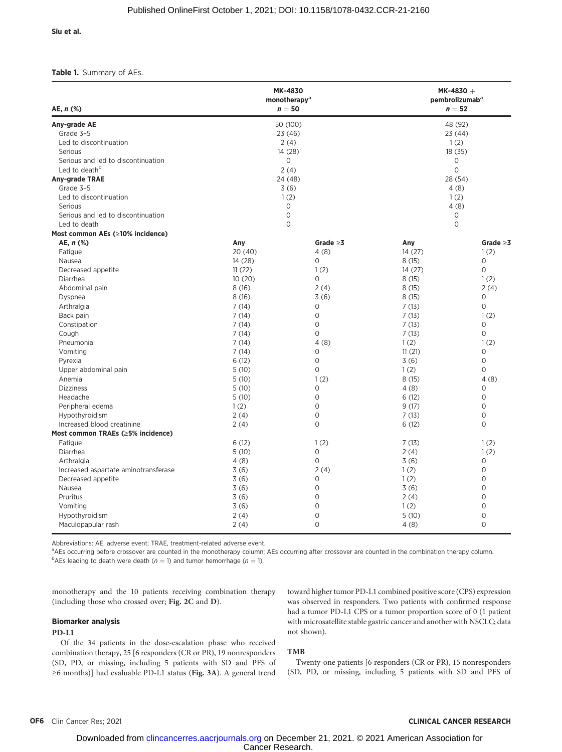**Table 1.** Summary of AEs.

| AE, *n* (%) | MK-4830 monotherapy[a] *n* = 50 | | MK-4830 + pembrolizumab[a] *n* = 52 | |
|---|---|---|---|---|
| **Any-grade AE** | 50 (100) | | 48 (92) | |
| Grade 3–5 | 23 (46) | | 23 (44) | |
| Led to discontinuation | 2 (4) | | 1 (2) | |
| Serious | 14 (28) | | 18 (35) | |
| Serious and led to discontinuation | 0 | | 0 | |
| Led to death[b] | 2 (4) | | 0 | |
| **Any-grade TRAE** | 24 (48) | | 28 (54) | |
| Grade 3–5 | 3 (6) | | 4 (8) | |
| Led to discontinuation | 1 (2) | | 1 (2) | |
| Serious | 0 | | 4 (8) | |
| Serious and led to discontinuation | 0 | | 0 | |
| Led to death | 0 | | 0 | |
| **Most common AEs (≥10% incidence)** | | | | |
| **AE, *n* (%)** | **Any** | **Grade ≥3** | **Any** | **Grade ≥3** |
| Fatigue | 20 (40) | 4 (8) | 14 (27) | 1 (2) |
| Nausea | 14 (28) | 0 | 8 (15) | 0 |
| Decreased appetite | 11 (22) | 1 (2) | 14 (27) | 0 |
| Diarrhea | 10 (20) | 0 | 8 (15) | 1 (2) |
| Abdominal pain | 8 (16) | 2 (4) | 8 (15) | 2 (4) |
| Dyspnea | 8 (16) | 3 (6) | 8 (15) | 0 |
| Arthralgia | 7 (14) | 0 | 7 (13) | 0 |
| Back pain | 7 (14) | 0 | 7 (13) | 1 (2) |
| Constipation | 7 (14) | 0 | 7 (13) | 0 |
| Cough | 7 (14) | 0 | 7 (13) | 0 |
| Pneumonia | 7 (14) | 4 (8) | 1 (2) | 1 (2) |
| Vomiting | 7 (14) | 0 | 11 (21) | 0 |
| Pyrexia | 6 (12) | 0 | 3 (6) | 0 |
| Upper abdominal pain | 5 (10) | 0 | 1 (2) | 0 |
| Anemia | 5 (10) | 1 (2) | 8 (15) | 4 (8) |
| Dizziness | 5 (10) | 0 | 4 (8) | 0 |
| Headache | 5 (10) | 0 | 6 (12) | 0 |
| Peripheral edema | 1 (2) | 0 | 9 (17) | 0 |
| Hypothyroidism | 2 (4) | 0 | 7 (13) | 0 |
| Increased blood creatinine | 2 (4) | 0 | 6 (12) | 0 |
| **Most common TRAEs (≥5% incidence)** | | | | |
| Fatigue | 6 (12) | 1 (2) | 7 (13) | 1 (2) |
| Diarrhea | 5 (10) | 0 | 2 (4) | 1 (2) |
| Arthralgia | 4 (8) | 0 | 3 (6) | 0 |
| Increased aspartate aminotransferase | 3 (6) | 2 (4) | 1 (2) | 0 |
| Decreased appetite | 3 (6) | 0 | 1 (2) | 0 |
| Nausea | 3 (6) | 0 | 3 (6) | 0 |
| Pruritus | 3 (6) | 0 | 2 (4) | 0 |
| Vomiting | 3 (6) | 0 | 1 (2) | 0 |
| Hypothyroidism | 2 (4) | 0 | 5 (10) | 0 |
| Maculopapular rash | 2 (4) | 0 | 4 (8) | 0 |

Abbreviations: AE, adverse event; TRAE, treatment-related adverse event.
[a]AEs occurring before crossover are counted in the monotherapy column; AEs occurring after crossover are counted in the combination therapy column.
[b]AEs leading to death were death (*n* = 1) and tumor hemorrhage (*n* = 1).

monotherapy and the 10 patients receiving combination therapy (including those who crossed over; **Fig. 2C** and **D**).

## Biomarker analysis

### PD-L1

Of the 34 patients in the dose-escalation phase who received combination therapy, 25 [6 responders (CR or PR), 19 nonresponders (SD, PD, or missing, including 5 patients with SD and PFS of ≥6 months)] had evaluable PD-L1 status (**Fig. 3A**). A general trend toward higher tumor PD-L1 combined positive score (CPS) expression was observed in responders. Two patients with confirmed response had a tumor PD-L1 CPS or a tumor proportion score of 0 (1 patient with microsatellite stable gastric cancer and another with NSCLC; data not shown).

### TMB

Twenty-one patients [6 responders (CR or PR), 15 nonresponders (SD, PD, or missing, including 5 patients with SD and PFS of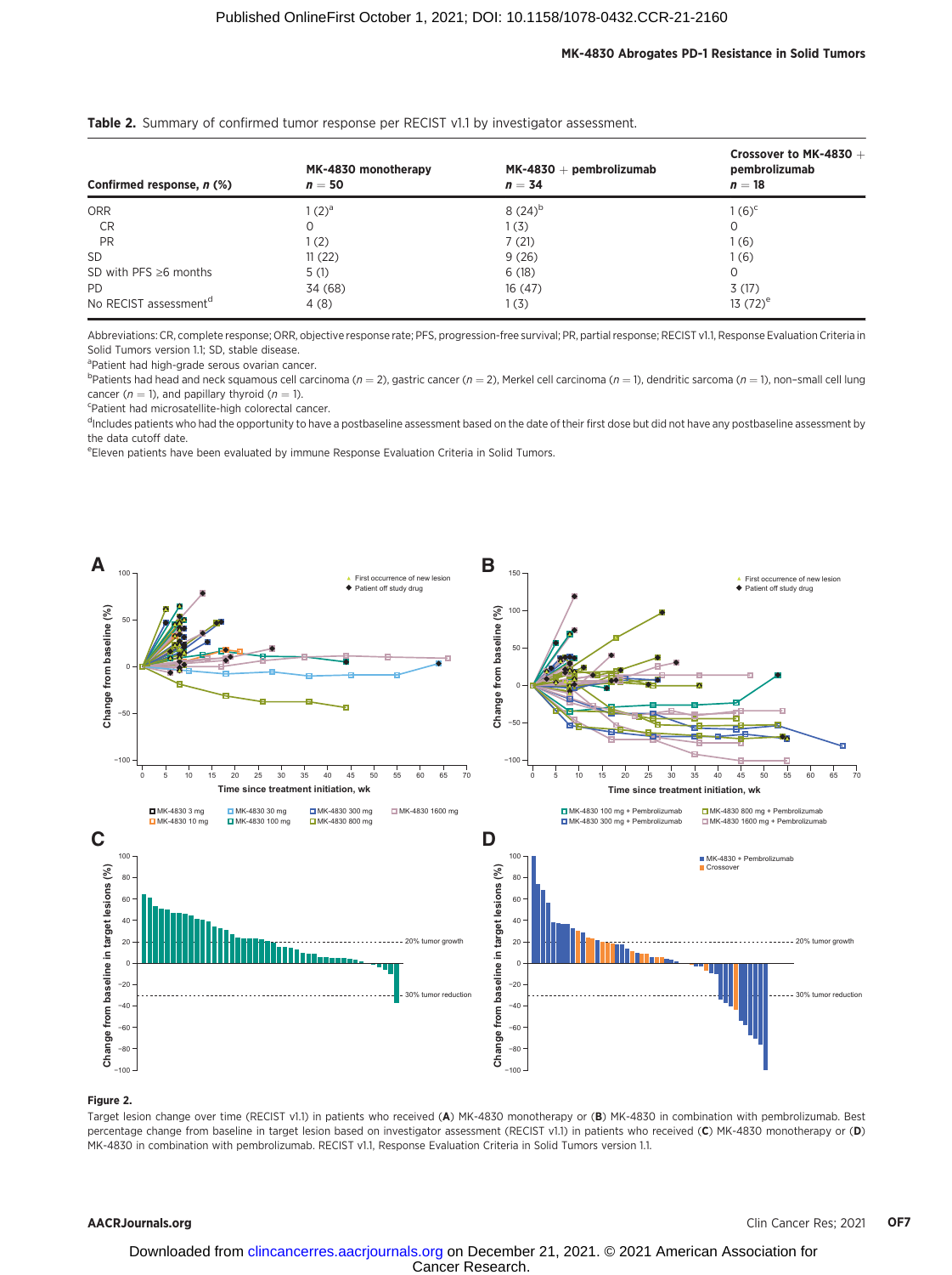**Table 2.** Summary of confirmed tumor response per RECIST v1.1 by investigator assessment.

| Confirmed response, *n* (%) | MK-4830 monotherapy *n* = 50 | MK-4830 + pembrolizumab *n* = 34 | Crossover to MK-4830 + pembrolizumab *n* = 18 |
|---|---|---|---|
| ORR | 1 (2)[a] | 8 (24)[b] | 1 (6)[c] |
| CR | 0 | 1 (3) | 0 |
| PR | 1 (2) | 7 (21) | 1 (6) |
| SD | 11 (22) | 9 (26) | 1 (6) |
| SD with PFS ≥6 months | 5 (1) | 6 (18) | 0 |
| PD | 34 (68) | 16 (47) | 3 (17) |
| No RECIST assessment[d] | 4 (8) | 1 (3) | 13 (72)[e] |

Abbreviations: CR, complete response; ORR, objective response rate; PFS, progression-free survival; PR, partial response; RECIST v1.1, Response Evaluation Criteria in Solid Tumors version 1.1; SD, stable disease.

[a]Patient had high-grade serous ovarian cancer.

[b]Patients had head and neck squamous cell carcinoma (*n* = 2), gastric cancer (*n* = 2), Merkel cell carcinoma (*n* = 1), dendritic sarcoma (*n* = 1), non–small cell lung cancer (*n* = 1), and papillary thyroid (*n* = 1).

[c]Patient had microsatellite-high colorectal cancer.

[d]Includes patients who had the opportunity to have a postbaseline assessment based on the date of their first dose but did not have any postbaseline assessment by the data cutoff date.

[e]Eleven patients have been evaluated by immune Response Evaluation Criteria in Solid Tumors.

**Figure 2.**

Target lesion change over time (RECIST v1.1) in patients who received (**A**) MK-4830 monotherapy or (**B**) MK-4830 in combination with pembrolizumab. Best percentage change from baseline in target lesion based on investigator assessment (RECIST v1.1) in patients who received (**C**) MK-4830 monotherapy or (**D**) MK-4830 in combination with pembrolizumab. RECIST v1.1, Response Evaluation Criteria in Solid Tumors version 1.1.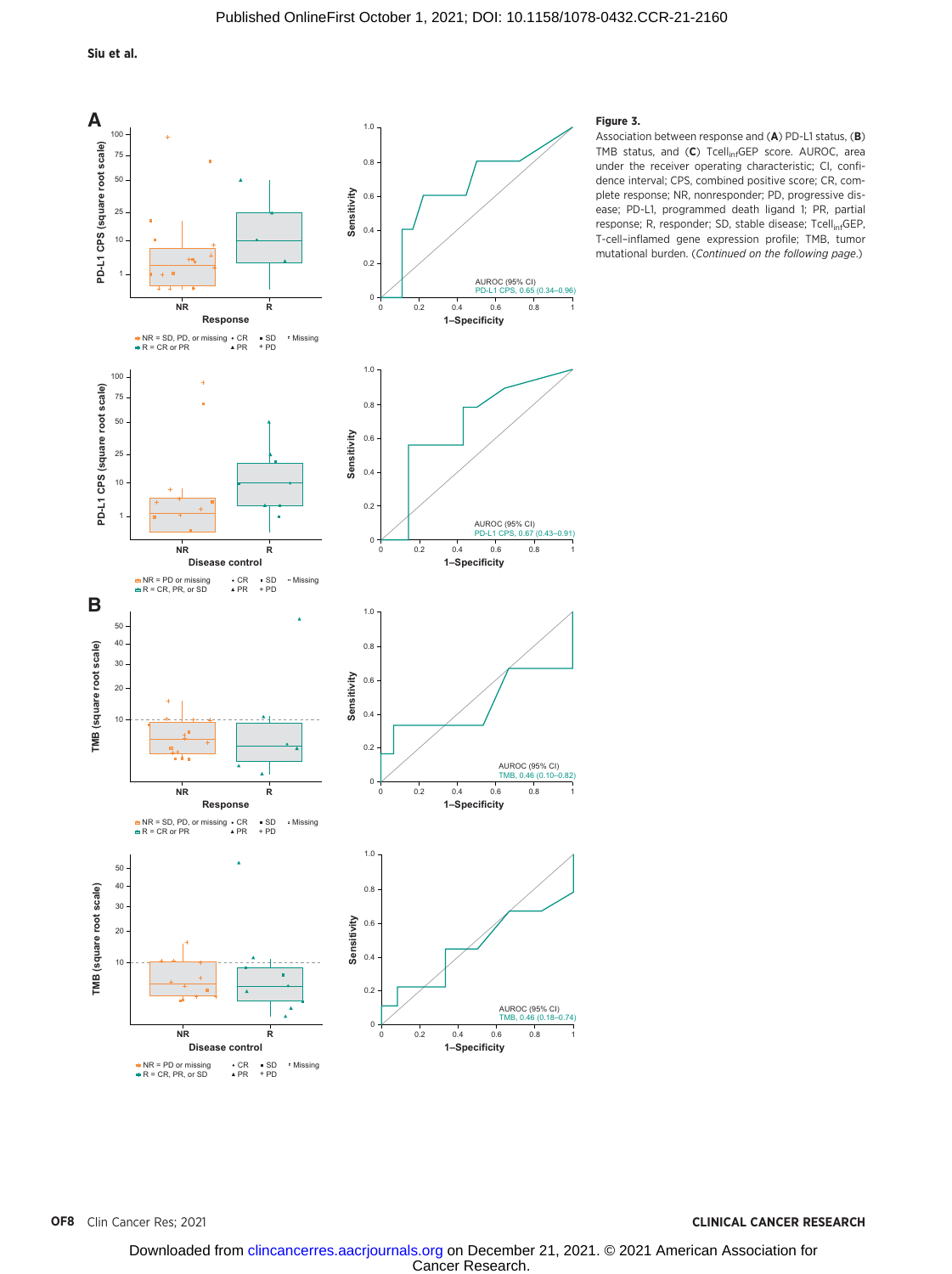**Figure 3.**

Association between response and (**A**) PD-L1 status, (**B**) TMB status, and (**C**) $\text{Tcell}_{\text{inf}}$GEP score. AUROC, area under the receiver operating characteristic; CI, confidence interval; CPS, combined positive score; CR, complete response; NR, nonresponder; PD, progressive disease; PD-L1, programmed death ligand 1; PR, partial response; R, responder; SD, stable disease; $\text{Tcell}_{\text{inf}}$GEP, T-cell–inflamed gene expression profile; TMB, tumor mutational burden. (*Continued on the following page.*)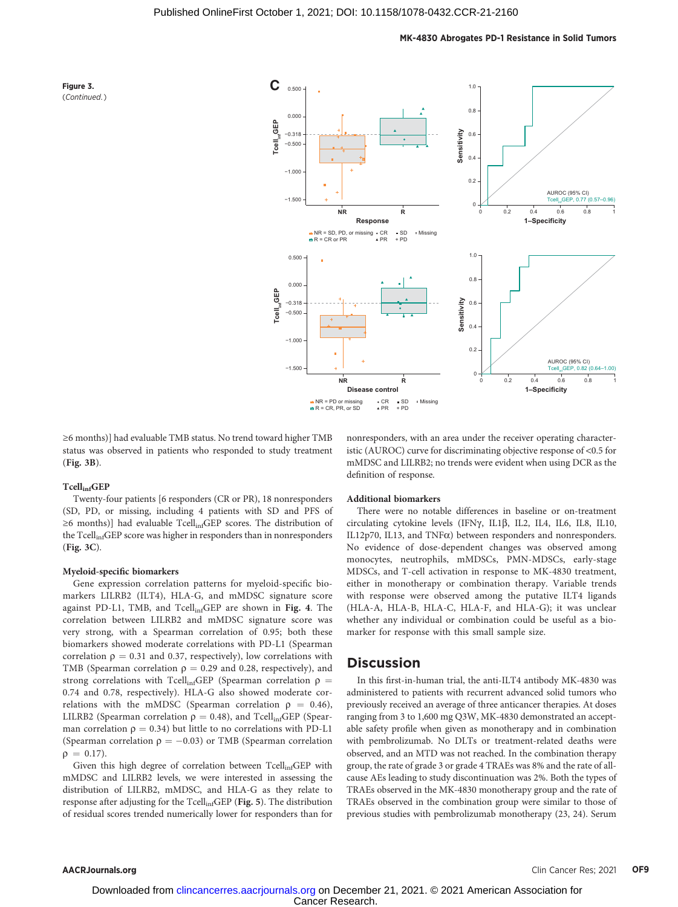Figure 3.
(*Continued.*)

≥6 months)] had evaluable TMB status. No trend toward higher TMB status was observed in patients who responded to study treatment (**Fig. 3B**).

#### Tcell$_{inf}$GEP

Twenty-four patients [6 responders (CR or PR), 18 nonresponders (SD, PD, or missing, including 4 patients with SD and PFS of ≥6 months)] had evaluable Tcell$_{inf}$GEP scores. The distribution of the Tcell$_{inf}$GEP score was higher in responders than in nonresponders (**Fig. 3C**).

#### Myeloid-specific biomarkers

Gene expression correlation patterns for myeloid-specific biomarkers LILRB2 (ILT4), HLA-G, and mMDSC signature score against PD-L1, TMB, and Tcell$_{inf}$GEP are shown in **Fig. 4**. The correlation between LILRB2 and mMDSC signature score was very strong, with a Spearman correlation of 0.95; both these biomarkers showed moderate correlations with PD-L1 (Spearman correlation $\rho = 0.31$ and 0.37, respectively), low correlations with TMB (Spearman correlation $\rho = 0.29$ and 0.28, respectively), and strong correlations with Tcell$_{inf}$GEP (Spearman correlation $\rho = 0.74$ and 0.78, respectively). HLA-G also showed moderate correlations with the mMDSC (Spearman correlation $\rho = 0.46$), LILRB2 (Spearman correlation $\rho = 0.48$), and Tcell$_{inf}$GEP (Spearman correlation $\rho = 0.34$) but little to no correlations with PD-L1 (Spearman correlation $\rho = -0.03$) or TMB (Spearman correlation $\rho = 0.17$).

Given this high degree of correlation between Tcell$_{inf}$GEP with mMDSC and LILRB2 levels, we were interested in assessing the distribution of LILRB2, mMDSC, and HLA-G as they relate to response after adjusting for the Tcell$_{inf}$GEP (**Fig. 5**). The distribution of residual scores trended numerically lower for responders than for nonresponders, with an area under the receiver operating characteristic (AUROC) curve for discriminating objective response of <0.5 for mMDSC and LILRB2; no trends were evident when using DCR as the definition of response.

#### Additional biomarkers

There were no notable differences in baseline or on-treatment circulating cytokine levels (IFNγ, IL1β, IL2, IL4, IL6, IL8, IL10, IL12p70, IL13, and TNFα) between responders and nonresponders. No evidence of dose-dependent changes was observed among monocytes, neutrophils, mMDSCs, PMN-MDSCs, early-stage MDSCs, and T-cell activation in response to MK-4830 treatment, either in monotherapy or combination therapy. Variable trends with response were observed among the putative ILT4 ligands (HLA-A, HLA-B, HLA-C, HLA-F, and HLA-G); it was unclear whether any individual or combination could be useful as a biomarker for response with this small sample size.

## Discussion

In this first-in-human trial, the anti-ILT4 antibody MK-4830 was administered to patients with recurrent advanced solid tumors who previously received an average of three anticancer therapies. At doses ranging from 3 to 1,600 mg Q3W, MK-4830 demonstrated an acceptable safety profile when given as monotherapy and in combination with pembrolizumab. No DLTs or treatment-related deaths were observed, and an MTD was not reached. In the combination therapy group, the rate of grade 3 or grade 4 TRAEs was 8% and the rate of all-cause AEs leading to study discontinuation was 2%. Both the types of TRAEs observed in the MK-4830 monotherapy group and the rate of TRAEs observed in the combination group were similar to those of previous studies with pembrolizumab monotherapy (23, 24). Serum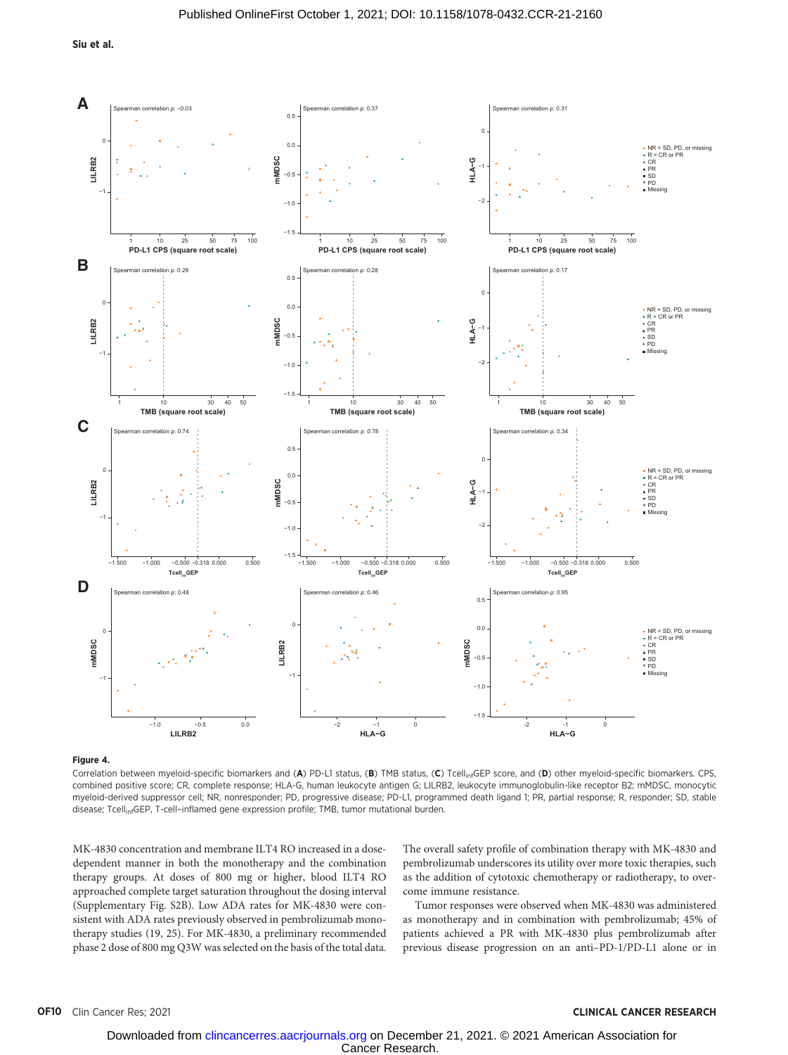**Figure 4.**

Correlation between myeloid-specific biomarkers and (**A**) PD-L1 status, (**B**) TMB status, (**C**) $Tcell_{inf}$GEP score, and (**D**) other myeloid-specific biomarkers. CPS, combined positive score; CR, complete response; HLA-G, human leukocyte antigen G; LILRB2, leukocyte immunoglobulin-like receptor B2; mMDSC, monocytic myeloid-derived suppressor cell; NR, nonresponder; PD, progressive disease; PD-L1, programmed death ligand 1; PR, partial response; R, responder; SD, stable disease; $Tcell_{inf}$GEP, T-cell–inflamed gene expression profile; TMB, tumor mutational burden.

MK-4830 concentration and membrane ILT4 RO increased in a dose-dependent manner in both the monotherapy and the combination therapy groups. At doses of 800 mg or higher, blood ILT4 RO approached complete target saturation throughout the dosing interval (Supplementary Fig. S2B). Low ADA rates for MK-4830 were consistent with ADA rates previously observed in pembrolizumab monotherapy studies (19, 25). For MK-4830, a preliminary recommended phase 2 dose of 800 mg Q3W was selected on the basis of the total data.

The overall safety profile of combination therapy with MK-4830 and pembrolizumab underscores its utility over more toxic therapies, such as the addition of cytotoxic chemotherapy or radiotherapy, to overcome immune resistance.

Tumor responses were observed when MK-4830 was administered as monotherapy and in combination with pembrolizumab; 45% of patients achieved a PR with MK-4830 plus pembrolizumab after previous disease progression on an anti–PD-1/PD-L1 alone or in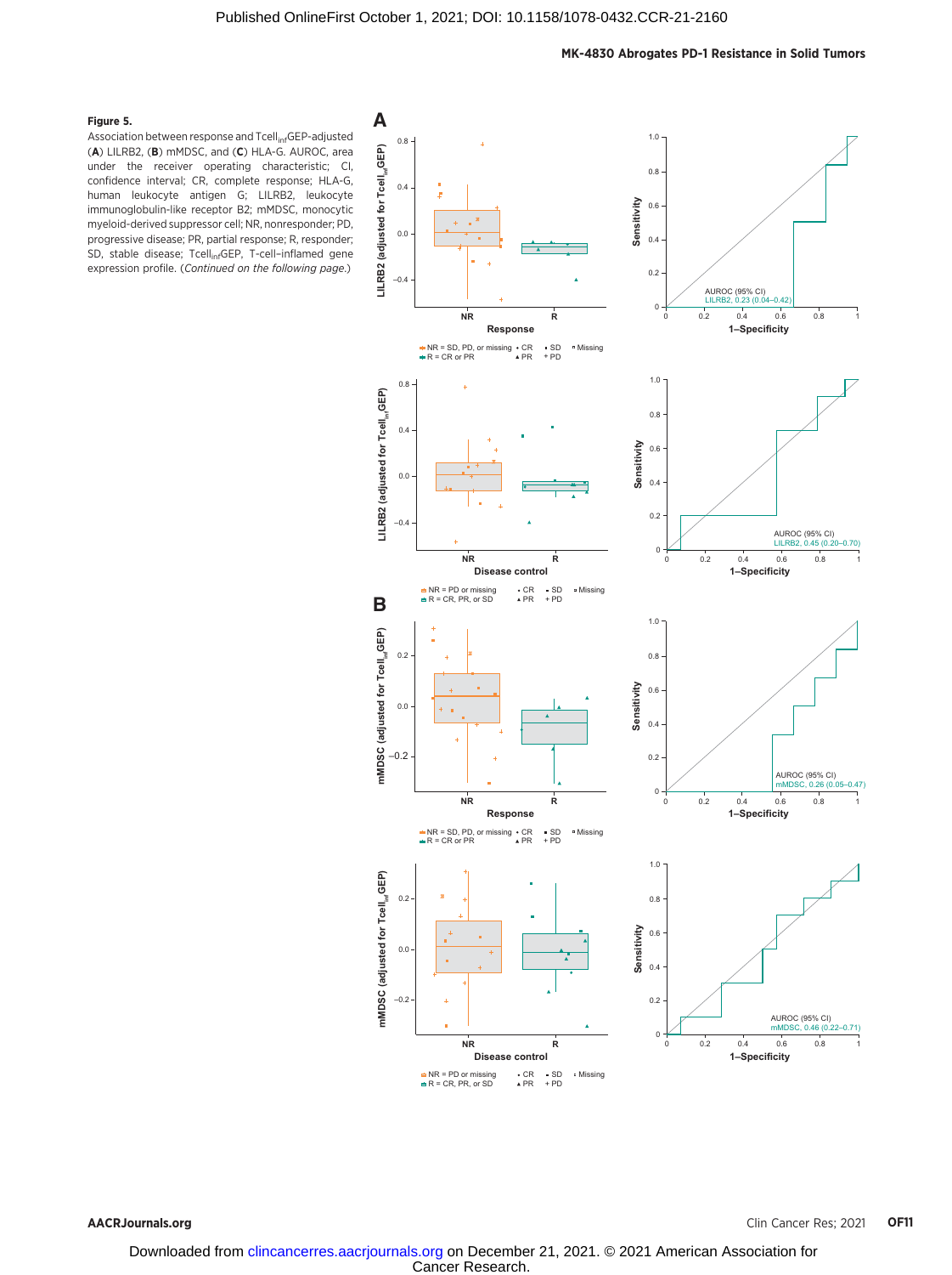**Figure 5.**

Association between response and $\text{Tcell}_{\text{inf}}$GEP-adjusted (**A**) LILRB2, (**B**) mMDSC, and (**C**) HLA-G. AUROC, area under the receiver operating characteristic; CI, confidence interval; CR, complete response; HLA-G, human leukocyte antigen G; LILRB2, leukocyte immunoglobulin-like receptor B2; mMDSC, monocytic myeloid-derived suppressor cell; NR, nonresponder; PD, progressive disease; PR, partial response; R, responder; SD, stable disease; $\text{Tcell}_{\text{inf}}$GEP, T-cell–inflamed gene expression profile. (*Continued on the following page.*)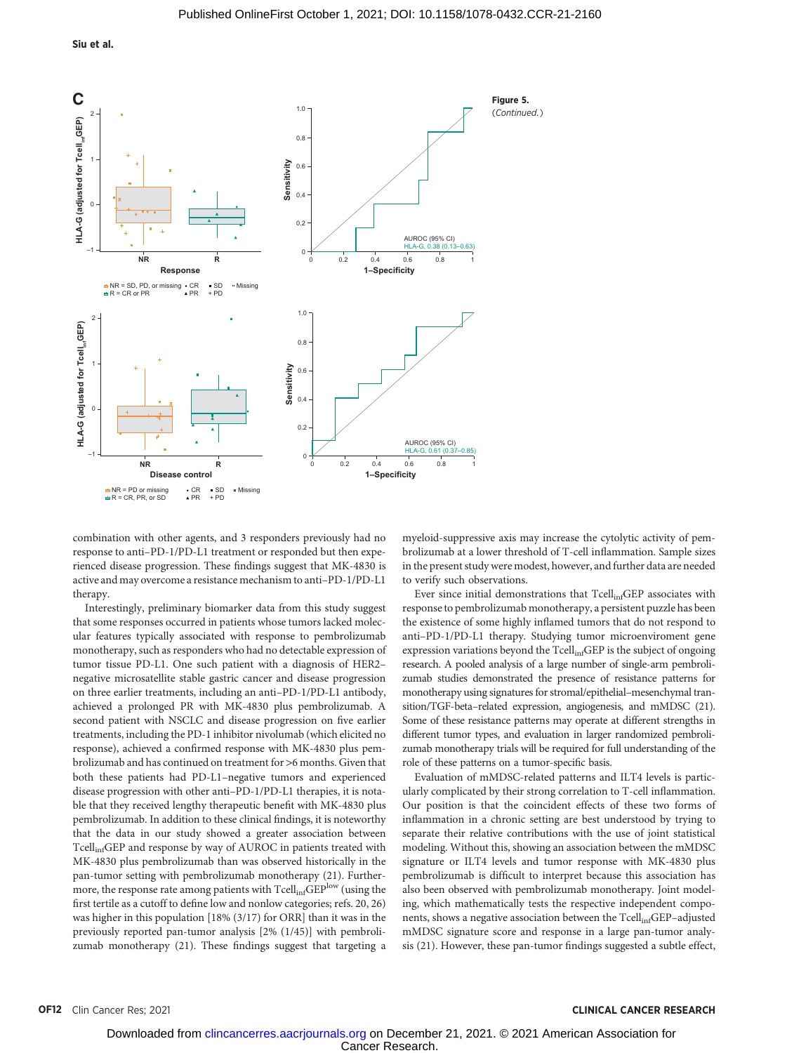Figure 5. (*Continued.*)

combination with other agents, and 3 responders previously had no response to anti–PD-1/PD-L1 treatment or responded but then experienced disease progression. These findings suggest that MK-4830 is active and may overcome a resistance mechanism to anti–PD-1/PD-L1 therapy.

Interestingly, preliminary biomarker data from this study suggest that some responses occurred in patients whose tumors lacked molecular features typically associated with response to pembrolizumab monotherapy, such as responders who had no detectable expression of tumor tissue PD-L1. One such patient with a diagnosis of HER2–negative microsatellite stable gastric cancer and disease progression on three earlier treatments, including anti–PD-1/PD-L1 therapy, achieved a prolonged PR with MK-4830 plus pembrolizumab. A second patient with NSCLC and disease progression on five earlier treatments, including the PD-1 inhibitor nivolumab (which elicited no response), achieved a confirmed response with MK-4830 plus pembrolizumab and has continued on treatment for >6 months. Given that both these patients had PD-L1–negative tumors and experienced disease progression with other anti–PD-1/PD-L1 therapies, it is notable that they received lengthy therapeutic benefit with MK-4830 plus pembrolizumab. In addition to these clinical findings, it is noteworthy that the data in our study showed a greater association between $\text{Tcell}_{\text{inf}}$GEP and response by way of AUROC in patients treated with MK-4830 plus pembrolizumab than was observed historically in the pan-tumor setting with pembrolizumab monotherapy (21). Furthermore, the response rate among patients with $\text{Tcell}_{\text{inf}}\text{GEP}^{\text{low}}$ (using the first tertile as a cutoff to define low and nonlow categories; refs. 20, 26) was higher in this population [18% (3/17) for ORR] than it was in the previously reported pan-tumor analysis [2% (1/45)] with pembrolizumab monotherapy (21). These findings suggest that targeting a myeloid-suppressive axis may increase the cytolytic activity of pembrolizumab at a lower threshold of T-cell inflammation. Sample sizes in the present study were modest, however, and further data are needed to verify such observations.

Ever since initial demonstrations that $\text{Tcell}_{\text{inf}}$GEP associates with response to pembrolizumab monotherapy, a persistent puzzle has been the existence of some highly inflamed tumors that do not respond to anti–PD-1/PD-L1 therapy. Studying tumor microenviroment gene expression variations beyond the $\text{Tcell}_{\text{inf}}$GEP is the subject of ongoing research. A pooled analysis of a large number of single-arm pembrolizumab studies demonstrated the presence of resistance patterns for monotherapy using signatures for stromal/epithelial–mesenchymal transition/TGF-beta–related expression, angiogenesis, and mMDSC (21). Some of these resistance patterns may operate at different strengths in different tumor types, and evaluation in larger randomized pembrolizumab monotherapy trials will be required for full understanding of the role of these patterns on a tumor-specific basis.

Evaluation of mMDSC-related patterns and ILT4 levels is particularly complicated by their strong correlation to T-cell inflammation. Our position is that the coincident effects of these two forms of inflammation in a chronic setting are best understood by trying to separate their relative contributions with the use of joint statistical modeling. Without this, showing an association between the mMDSC signature or ILT4 levels and tumor response with MK-4830 plus pembrolizumab is difficult to interpret because this association has also been observed with pembrolizumab monotherapy. Joint modeling, which mathematically tests the respective independent components, shows a negative association between the $\text{Tcell}_{\text{inf}}$GEP–adjusted mMDSC signature score and response in a large pan-tumor analysis (21). However, these pan-tumor findings suggested a subtle effect,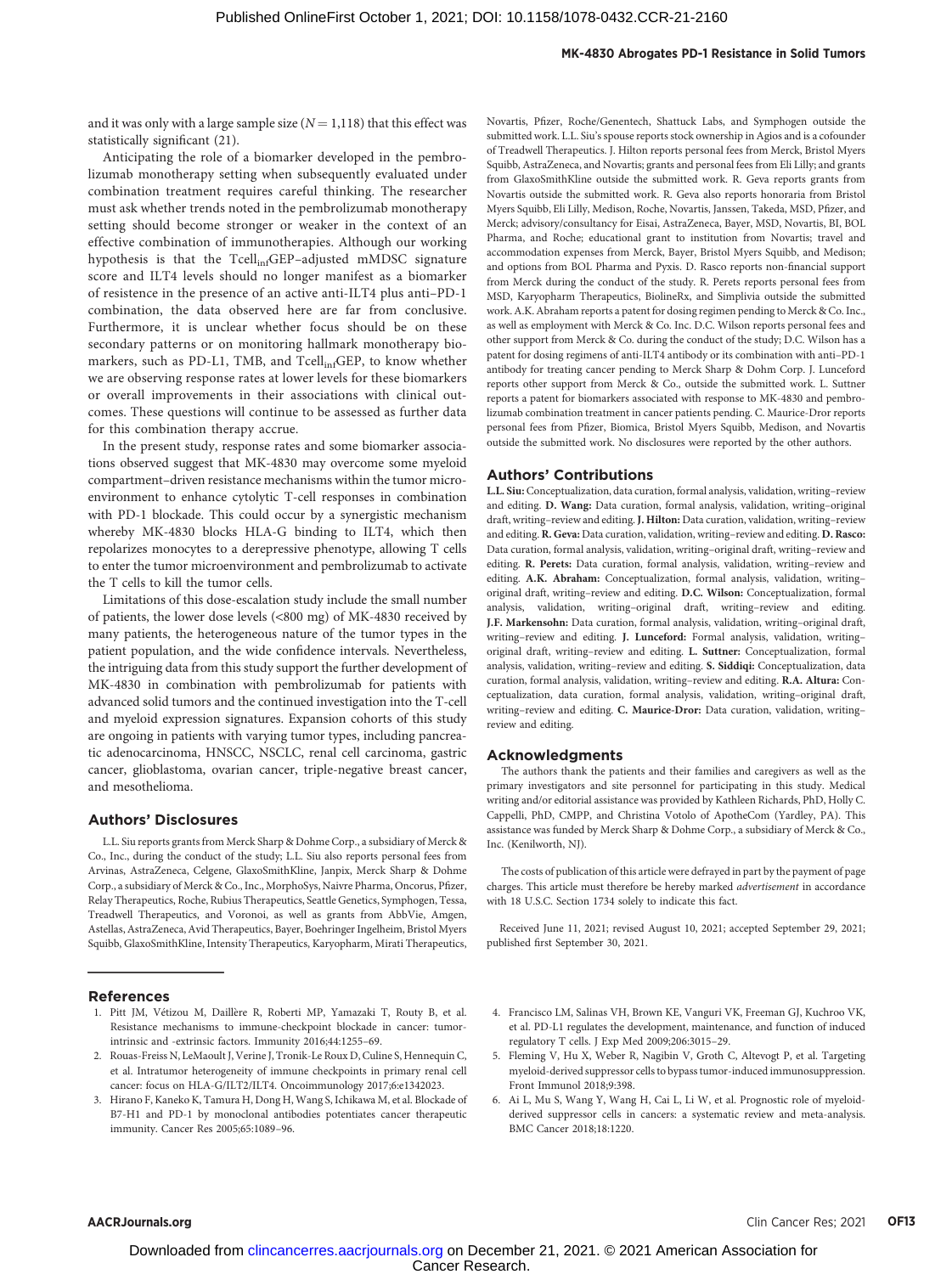and it was only with a large sample size ($N = 1,118$) that this effect was statistically significant (21).

Anticipating the role of a biomarker developed in the pembrolizumab monotherapy setting when subsequently evaluated under combination treatment requires careful thinking. The researcher must ask whether trends noted in the pembrolizumab monotherapy setting should become stronger or weaker in the context of an effective combination of immunotherapies. Although our working hypothesis is that the $Tcell_{inf}$GEP–adjusted mMDSC signature score and ILT4 levels should no longer manifest as a biomarker of resistance in the presence of an active anti-ILT4 plus anti–PD-1 combination, the data observed here are far from conclusive. Furthermore, it is unclear whether focus should be on these secondary patterns or on monitoring hallmark monotherapy biomarkers, such as PD-L1, TMB, and $Tcell_{inf}$GEP, to know whether we are observing response rates at lower levels for these biomarkers or overall improvements in their associations with clinical outcomes. These questions will continue to be assessed as further data for this combination therapy accrue.

In the present study, response rates and some biomarker associations observed suggest that MK-4830 may overcome some myeloid compartment–driven resistance mechanisms within the tumor microenvironment to enhance cytolytic T-cell responses in combination with PD-1 blockade. This could occur by a synergistic mechanism whereby MK-4830 blocks HLA-G binding to ILT4, which then repolarizes monocytes to a derepressive phenotype, allowing T cells to enter the tumor microenvironment and pembrolizumab to activate the T cells to kill the tumor cells.

Limitations of this dose-escalation study include the small number of patients, the lower dose levels (<800 mg) of MK-4830 received by many patients, the heterogeneous nature of the tumor types in the patient population, and the wide confidence intervals. Nevertheless, the intriguing data from this study support the further development of MK-4830 in combination with pembrolizumab for patients with advanced solid tumors and the continued investigation into the T-cell and myeloid expression signatures. Expansion cohorts of this study are ongoing in patients with varying tumor types, including pancreatic adenocarcinoma, HNSCC, NSCLC, renal cell carcinoma, gastric cancer, glioblastoma, ovarian cancer, triple-negative breast cancer, and mesothelioma.

## Authors' Disclosures

L.L. Siu reports grants from Merck Sharp & Dohme Corp., a subsidiary of Merck & Co., Inc., during the conduct of the study; L.L. Siu also reports personal fees from Arvinas, AstraZeneca, Celgene, GlaxoSmithKline, Janpix, Merck Sharp & Dohme Corp., a subsidiary of Merck & Co., Inc., MorphoSys, Naivre Pharma, Oncorus, Pfizer, Relay Therapeutics, Roche, Rubius Therapeutics, Seattle Genetics, Symphogen, Tessa, Treadwell Therapeutics, and Voronoi, as well as grants from AbbVie, Amgen, Astellas, AstraZeneca, Avid Therapeutics, Bayer, Boehringer Ingelheim, Bristol Myers Squibb, GlaxoSmithKline, Intensity Therapeutics, Karyopharm, Mirati Therapeutics, Novartis, Pfizer, Roche/Genentech, Shattuck Labs, and Symphogen outside the submitted work. L.L. Siu's spouse reports stock ownership in Agios and is a cofounder of Treadwell Therapeutics. J. Hilton reports personal fees from Merck, Bristol Myers Squibb, AstraZeneca, and Novartis; grants and personal fees from Eli Lilly; and grants from GlaxoSmithKline outside the submitted work. R. Geva reports grants from Novartis outside the submitted work. R. Geva also reports honoraria from Bristol Myers Squibb, Eli Lilly, Medison, Roche, Novartis, Janssen, Takeda, MSD, Pfizer, and Merck; advisory/consultancy for Eisai, AstraZeneca, Bayer, MSD, Novartis, BI, BOL Pharma, and Roche; educational grant to institution from Novartis; travel and accommodation expenses from Merck, Bayer, Bristol Myers Squibb, and Medison; and options from BOL Pharma and Pyxis. D. Rasco reports non-financial support from Merck during the conduct of the study. R. Perets reports personal fees from MSD, Karyopharm Therapeutics, BiolineRx, and Simplivia outside the submitted work. A.K. Abraham reports a patent for dosing regimen pending to Merck & Co. Inc., as well as employment with Merck & Co. Inc. D.C. Wilson reports personal fees and other support from Merck & Co. during the conduct of the study; D.C. Wilson has a patent for dosing regimens of anti-ILT4 antibody or its combination with anti–PD-1 antibody for treating cancer pending to Merck Sharp & Dohm Corp. J. Lunceford reports other support from Merck & Co., outside the submitted work. L. Suttner reports a patent for biomarkers associated with response to MK-4830 and pembrolizumab combination treatment in cancer patients pending. C. Maurice-Dror reports personal fees from Pfizer, Biomica, Bristol Myers Squibb, Medison, and Novartis outside the submitted work. No disclosures were reported by the other authors.

## Authors' Contributions

**L.L. Siu:** Conceptualization, data curation, formal analysis, validation, writing–review and editing. **D. Wang:** Data curation, formal analysis, validation, writing–original draft, writing–review and editing. **J. Hilton:** Data curation, validation, writing–review and editing. **R. Geva:** Data curation, validation, writing–review and editing. **D. Rasco:** Data curation, formal analysis, validation, writing–original draft, writing–review and editing. **R. Perets:** Data curation, formal analysis, validation, writing–review and editing. **A.K. Abraham:** Conceptualization, formal analysis, validation, writing–original draft, writing–review and editing. **D.C. Wilson:** Conceptualization, formal analysis, validation, writing–original draft, writing–review and editing. **J.F. Markensohn:** Data curation, formal analysis, validation, writing–original draft, writing–review and editing. **J. Lunceford:** Formal analysis, validation, writing–original draft, writing–review and editing. **L. Suttner:** Conceptualization, formal analysis, validation, writing–review and editing. **S. Siddiqi:** Conceptualization, data curation, formal analysis, validation, writing–review and editing. **R.A. Altura:** Conceptualization, data curation, formal analysis, validation, writing–original draft, writing–review and editing. **C. Maurice-Dror:** Data curation, validation, writing–review and editing.

## Acknowledgments

The authors thank the patients and their families and caregivers as well as the primary investigators and site personnel for participating in this study. Medical writing and/or editorial assistance was provided by Kathleen Richards, PhD, Holly C. Cappelli, PhD, CMPP, and Christina Votolo of ApotheCom (Yardley, PA). This assistance was funded by Merck Sharp & Dohme Corp., a subsidiary of Merck & Co., Inc. (Kenilworth, NJ).

The costs of publication of this article were defrayed in part by the payment of page charges. This article must therefore be hereby marked *advertisement* in accordance with 18 U.S.C. Section 1734 solely to indicate this fact.

Received June 11, 2021; revised August 10, 2021; accepted September 29, 2021; published first September 30, 2021.

## References

1. Pitt JM, Vétizou M, Daillère R, Roberti MP, Yamazaki T, Routy B, et al. Resistance mechanisms to immune-checkpoint blockade in cancer: tumor-intrinsic and -extrinsic factors. Immunity 2016;44:1255–69.
2. Rouas-Freiss N, LeMaoult J, Verine J, Tronik-Le Roux D, Culine S, Hennequin C, et al. Intratumor heterogeneity of immune checkpoints in primary renal cell cancer: focus on HLA-G/ILT2/ILT4. Oncoimmunology 2017;6:e1342023.
3. Hirano F, Kaneko K, Tamura H, Dong H, Wang S, Ichikawa M, et al. Blockade of B7-H1 and PD-1 by monoclonal antibodies potentiates cancer therapeutic immunity. Cancer Res 2005;65:1089–96.
4. Francisco LM, Salinas VH, Brown KE, Vanguri VK, Freeman GJ, Kuchroo VK, et al. PD-L1 regulates the development, maintenance, and function of induced regulatory T cells. J Exp Med 2009;206:3015–29.
5. Fleming V, Hu X, Weber R, Nagibin V, Groth C, Altevogt P, et al. Targeting myeloid-derived suppressor cells to bypass tumor-induced immunosuppression. Front Immunol 2018;9:398.
6. Ai L, Mu S, Wang Y, Wang H, Cai L, Li W, et al. Prognostic role of myeloid-derived suppressor cells in cancers: a systematic review and meta-analysis. BMC Cancer 2018;18:1220.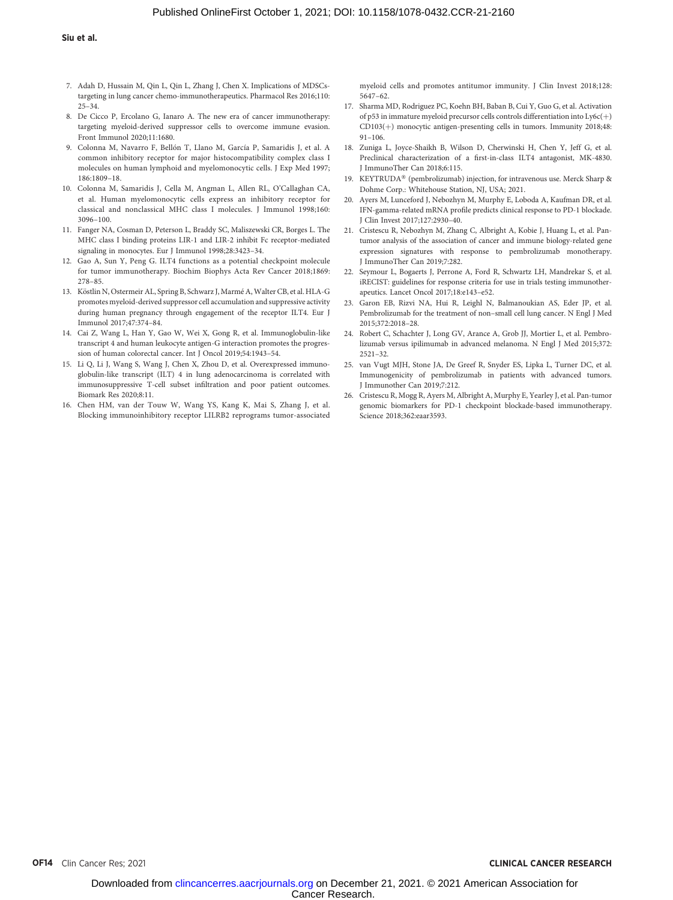7. Adah D, Hussain M, Qin L, Qin L, Zhang J, Chen X. Implications of MDSCs-targeting in lung cancer chemo-immunotherapeutics. Pharmacol Res 2016;110: 25–34.
8. De Cicco P, Ercolano G, Ianaro A. The new era of cancer immunotherapy: targeting myeloid-derived suppressor cells to overcome immune evasion. Front Immunol 2020;11:1680.
9. Colonna M, Navarro F, Bellón T, Llano M, García P, Samaridis J, et al. A common inhibitory receptor for major histocompatibility complex class I molecules on human lymphoid and myelomonocytic cells. J Exp Med 1997; 186:1809–18.
10. Colonna M, Samaridis J, Cella M, Angman L, Allen RL, O'Callaghan CA, et al. Human myelomonocytic cells express an inhibitory receptor for classical and nonclassical MHC class I molecules. J Immunol 1998;160: 3096–100.
11. Fanger NA, Cosman D, Peterson L, Braddy SC, Maliszewski CR, Borges L. The MHC class I binding proteins LIR-1 and LIR-2 inhibit Fc receptor-mediated signaling in monocytes. Eur J Immunol 1998;28:3423–34.
12. Gao A, Sun Y, Peng G. ILT4 functions as a potential checkpoint molecule for tumor immunotherapy. Biochim Biophys Acta Rev Cancer 2018;1869: 278–85.
13. Köstlin N, Ostermeir AL, Spring B, Schwarz J, Marmé A, Walter CB, et al. HLA-G promotes myeloid-derived suppressor cell accumulation and suppressive activity during human pregnancy through engagement of the receptor ILT4. Eur J Immunol 2017;47:374–84.
14. Cai Z, Wang L, Han Y, Gao W, Wei X, Gong R, et al. Immunoglobulin-like transcript 4 and human leukocyte antigen-G interaction promotes the progression of human colorectal cancer. Int J Oncol 2019;54:1943–54.
15. Li Q, Li J, Wang S, Wang J, Chen X, Zhou D, et al. Overexpressed immunoglobulin-like transcript (ILT) 4 in lung adenocarcinoma is correlated with immunosuppressive T-cell subset infiltration and poor patient outcomes. Biomark Res 2020;8:11.
16. Chen HM, van der Touw W, Wang YS, Kang K, Mai S, Zhang J, et al. Blocking immunoinhibitory receptor LILRB2 reprograms tumor-associated myeloid cells and promotes antitumor immunity. J Clin Invest 2018;128: 5647–62.
17. Sharma MD, Rodriguez PC, Koehn BH, Baban B, Cui Y, Guo G, et al. Activation of p53 in immature myeloid precursor cells controls differentiation into Ly6c(+) CD103(+) monocytic antigen-presenting cells in tumors. Immunity 2018;48: 91–106.
18. Zuniga L, Joyce-Shaikh B, Wilson D, Cherwinski H, Chen Y, Jeff G, et al. Preclinical characterization of a first-in-class ILT4 antagonist, MK-4830. J ImmunoTher Can 2018;6:115.
19. KEYTRUDA® (pembrolizumab) injection, for intravenous use. Merck Sharp & Dohme Corp.: Whitehouse Station, NJ, USA; 2021.
20. Ayers M, Lunceford J, Nebozhyn M, Murphy E, Loboda A, Kaufman DR, et al. IFN-gamma-related mRNA profile predicts clinical response to PD-1 blockade. J Clin Invest 2017;127:2930–40.
21. Cristescu R, Nebozhyn M, Zhang C, Albright A, Kobie J, Huang L, et al. Pan-tumor analysis of the association of cancer and immune biology-related gene expression signatures with response to pembrolizumab monotherapy. J ImmunoTher Can 2019;7:282.
22. Seymour L, Bogaerts J, Perrone A, Ford R, Schwartz LH, Mandrekar S, et al. iRECIST: guidelines for response criteria for use in trials testing immunotherapeutics. Lancet Oncol 2017;18:e143–e52.
23. Garon EB, Rizvi NA, Hui R, Leighl N, Balmanoukian AS, Eder JP, et al. Pembrolizumab for the treatment of non–small cell lung cancer. N Engl J Med 2015;372:2018–28.
24. Robert C, Schachter J, Long GV, Arance A, Grob JJ, Mortier L, et al. Pembrolizumab versus ipilimumab in advanced melanoma. N Engl J Med 2015;372: 2521–32.
25. van Vugt MJH, Stone JA, De Greef R, Snyder ES, Lipka L, Turner DC, et al. Immunogenicity of pembrolizumab in patients with advanced tumors. J Immunother Can 2019;7:212.
26. Cristescu R, Mogg R, Ayers M, Albright A, Murphy E, Yearley J, et al. Pan-tumor genomic biomarkers for PD-1 checkpoint blockade-based immunotherapy. Science 2018;362:eaar3593.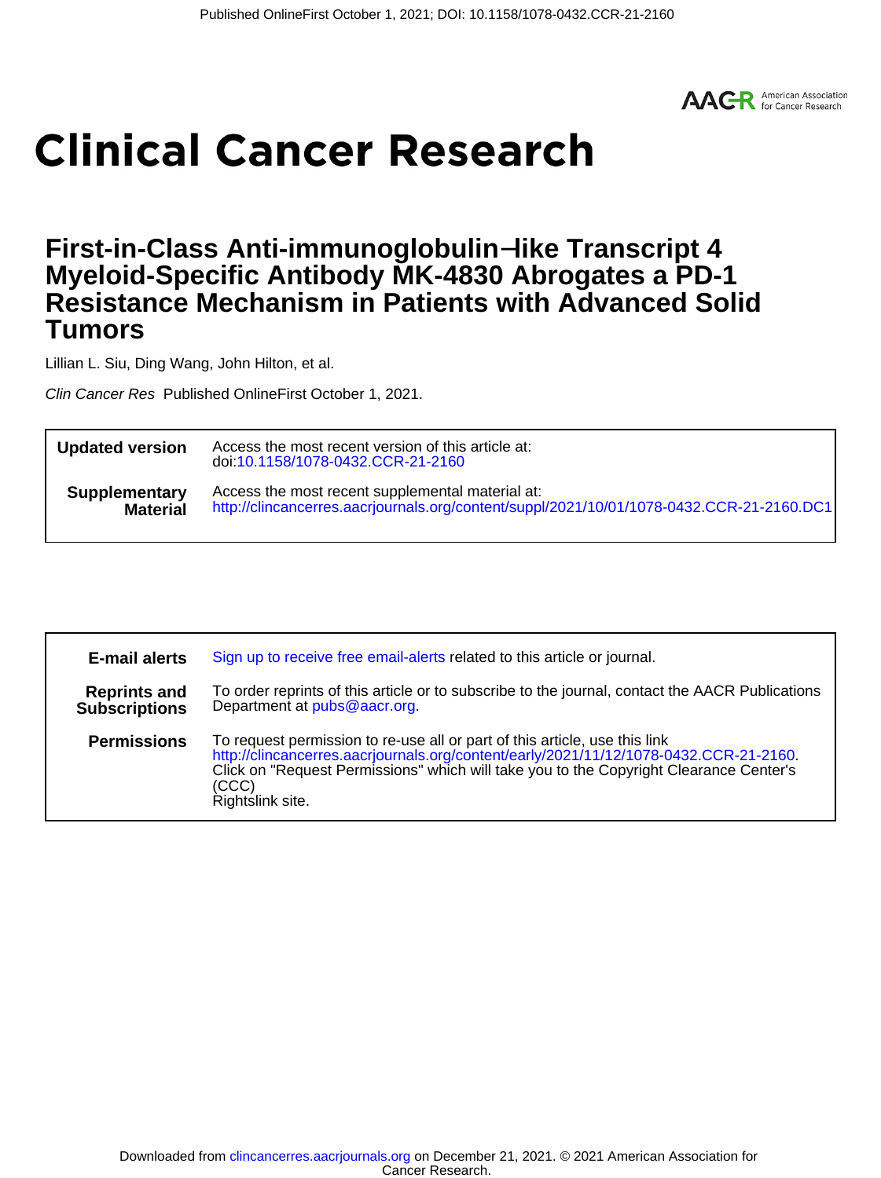Published OnlineFirst October 1, 2021; DOI: 10.1158/1078-0432.CCR-21-2160

AACR American Association for Cancer Research

# Clinical Cancer Research

## First-in-Class Anti-immunoglobulin–like Transcript 4 Myeloid-Specific Antibody MK-4830 Abrogates a PD-1 Resistance Mechanism in Patients with Advanced Solid Tumors

Lillian L. Siu, Ding Wang, John Hilton, et al.

*Clin Cancer Res* Published OnlineFirst October 1, 2021.

| | |
|---|---|
| **Updated version** | Access the most recent version of this article at: doi:10.1158/1078-0432.CCR-21-2160 |
| **Supplementary Material** | Access the most recent supplemental material at: http://clincancerres.aacrjournals.org/content/suppl/2021/10/01/1078-0432.CCR-21-2160.DC1 |

| | |
|---|---|
| **E-mail alerts** | Sign up to receive free email-alerts related to this article or journal. |
| **Reprints and Subscriptions** | To order reprints of this article or to subscribe to the journal, contact the AACR Publications Department at pubs@aacr.org. |
| **Permissions** | To request permission to re-use all or part of this article, use this link http://clincancerres.aacrjournals.org/content/early/2021/11/12/1078-0432.CCR-21-2160. Click on "Request Permissions" which will take you to the Copyright Clearance Center's (CCC) Rightslink site. |

Downloaded from clincancerres.aacrjournals.org on December 21, 2021. © 2021 American Association for Cancer Research.